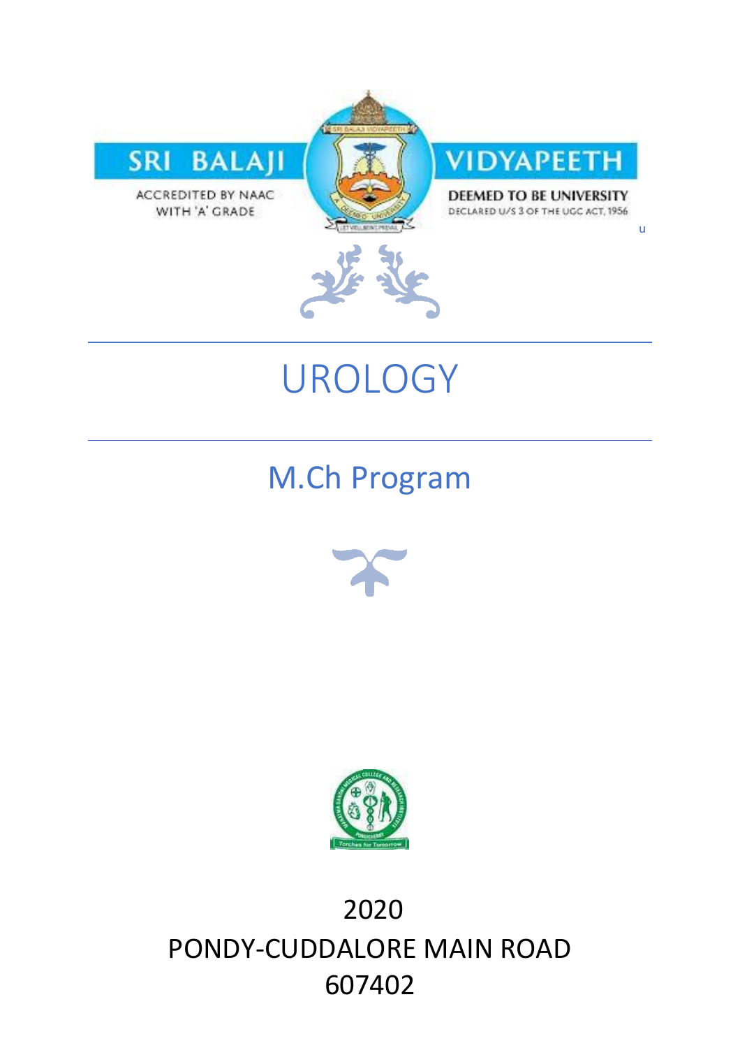SRI BALAJI VIDYAPEETH

ACCREDITED BY NAAC WITH 'A' GRADE

DEEMED TO BE UNIVERSITY

DECLARED U/S 3 OF THE UGC ACT, 1956

# UROLOGY

## M.Ch Program

2020

PONDY-CUDDALORE MAIN ROAD

607402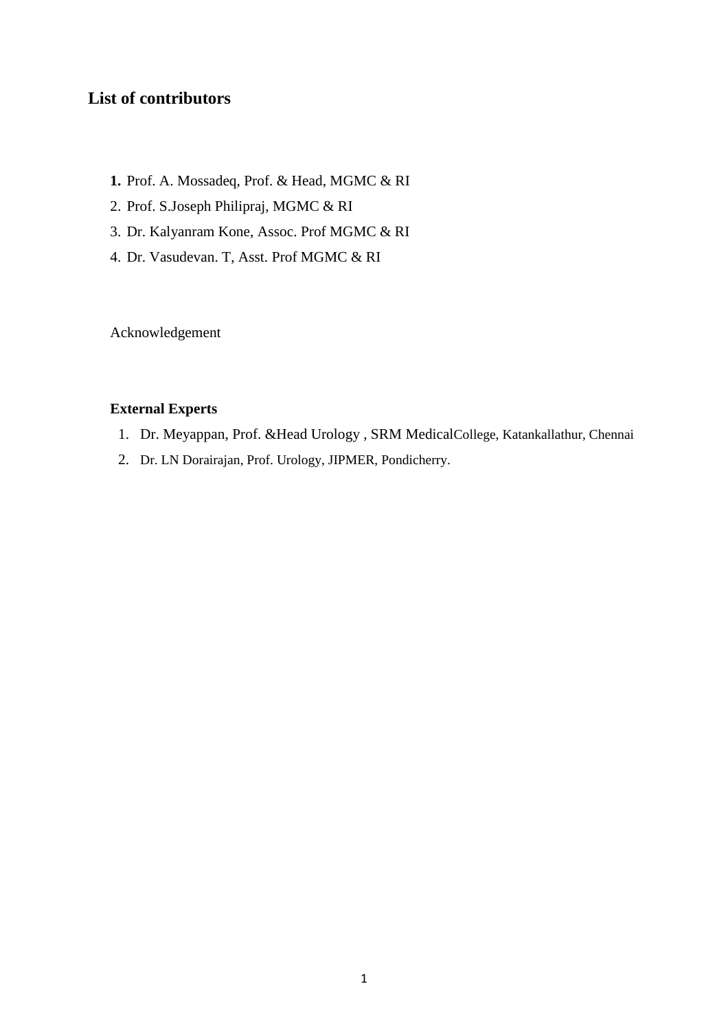## List of contributors

1. Prof. A. Mossadeq, Prof. & Head, MGMC & RI
2. Prof. S.Joseph Philipraj, MGMC & RI
3. Dr. Kalyanram Kone, Assoc. Prof MGMC & RI
4. Dr. Vasudevan. T, Asst. Prof MGMC & RI

Acknowledgement

**External Experts**

1. Dr. Meyappan, Prof. &Head Urology , SRM MedicalCollege, Katankallathur, Chennai
2. Dr. LN Dorairajan, Prof. Urology, JIPMER, Pondicherry.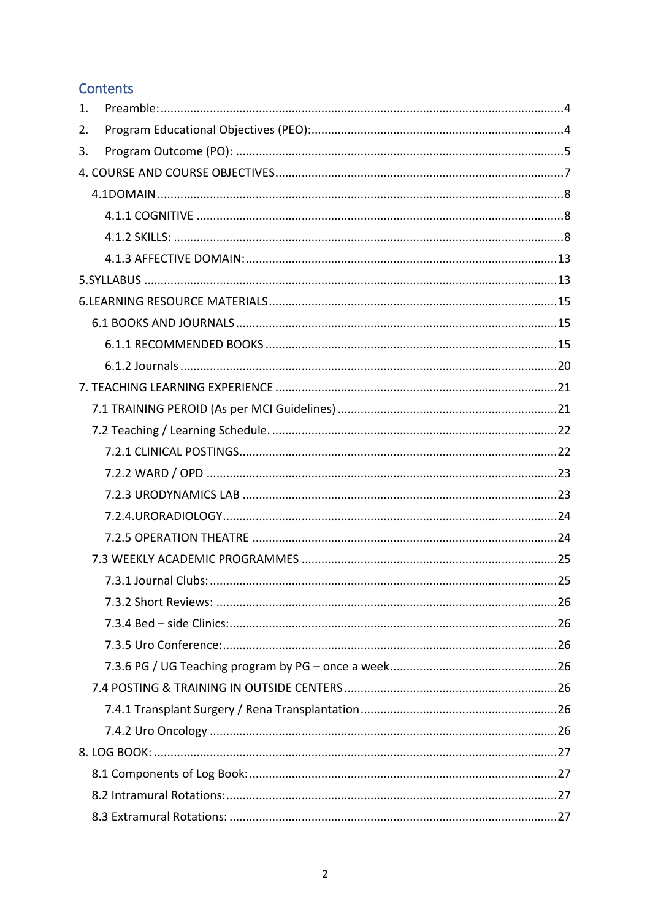## Contents

1. Preamble: ....4
2. Program Educational Objectives (PEO): ....4
3. Program Outcome (PO): ....5

4. COURSE AND COURSE OBJECTIVES ....7
   - 4.1DOMAIN ....8
     - 4.1.1 COGNITIVE ....8
     - 4.1.2 SKILLS: ....8
     - 4.1.3 AFFECTIVE DOMAIN: ....13

5.SYLLABUS ....13

6.LEARNING RESOURCE MATERIALS ....15
   - 6.1 BOOKS AND JOURNALS ....15
     - 6.1.1 RECOMMENDED BOOKS ....15
     - 6.1.2 Journals ....20

7. TEACHING LEARNING EXPERIENCE ....21
   - 7.1 TRAINING PEROID (As per MCI Guidelines) ....21
   - 7.2 Teaching / Learning Schedule. ....22
     - 7.2.1 CLINICAL POSTINGS ....22
     - 7.2.2 WARD / OPD ....23
     - 7.2.3 URODYNAMICS LAB ....23
     - 7.2.4.URORADIOLOGY ....24
     - 7.2.5 OPERATION THEATRE ....24
   - 7.3 WEEKLY ACADEMIC PROGRAMMES ....25
     - 7.3.1 Journal Clubs: ....25
     - 7.3.2 Short Reviews: ....26
     - 7.3.4 Bed – side Clinics: ....26
     - 7.3.5 Uro Conference: ....26
     - 7.3.6 PG / UG Teaching program by PG – once a week ....26
   - 7.4 POSTING & TRAINING IN OUTSIDE CENTERS ....26
     - 7.4.1 Transplant Surgery / Rena Transplantation ....26
     - 7.4.2 Uro Oncology ....26

8. LOG BOOK: ....27
   - 8.1 Components of Log Book: ....27
   - 8.2 Intramural Rotations: ....27
   - 8.3 Extramural Rotations: ....27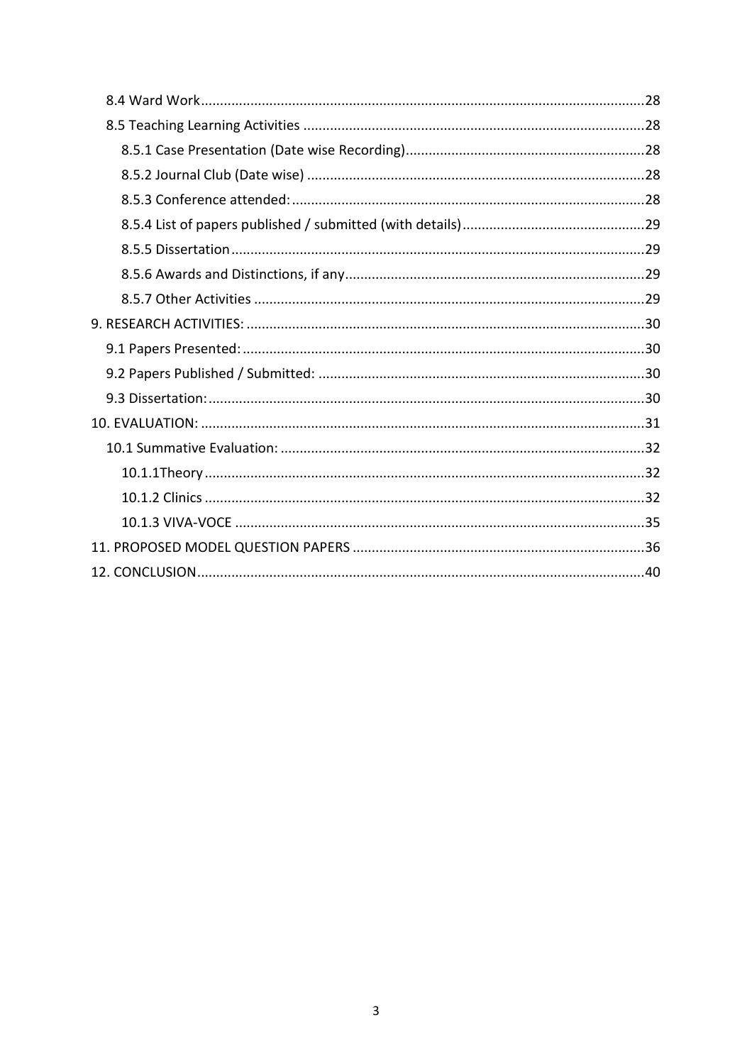8.4 Ward Work....................................................................................................................28

8.5 Teaching Learning Activities ..........................................................................................28

8.5.1 Case Presentation (Date wise Recording)..............................................................28

8.5.2 Journal Club (Date wise) ........................................................................................28

8.5.3 Conference attended:............................................................................................28

8.5.4 List of papers published / submitted (with details)................................................29

8.5.5 Dissertation............................................................................................................29

8.5.6 Awards and Distinctions, if any..............................................................................29

8.5.7 Other Activities ......................................................................................................29

9. RESEARCH ACTIVITIES: .........................................................................................................30

9.1 Papers Presented:.........................................................................................................30

9.2 Papers Published / Submitted: .....................................................................................30

9.3 Dissertation:..................................................................................................................30

10. EVALUATION: .....................................................................................................................31

10.1 Summative Evaluation: ...............................................................................................32

10.1.1Theory ...................................................................................................................32

10.1.2 Clinics ...................................................................................................................32

10.1.3 VIVA-VOCE ...........................................................................................................35

11. PROPOSED MODEL QUESTION PAPERS ............................................................................36

12. CONCLUSION......................................................................................................................40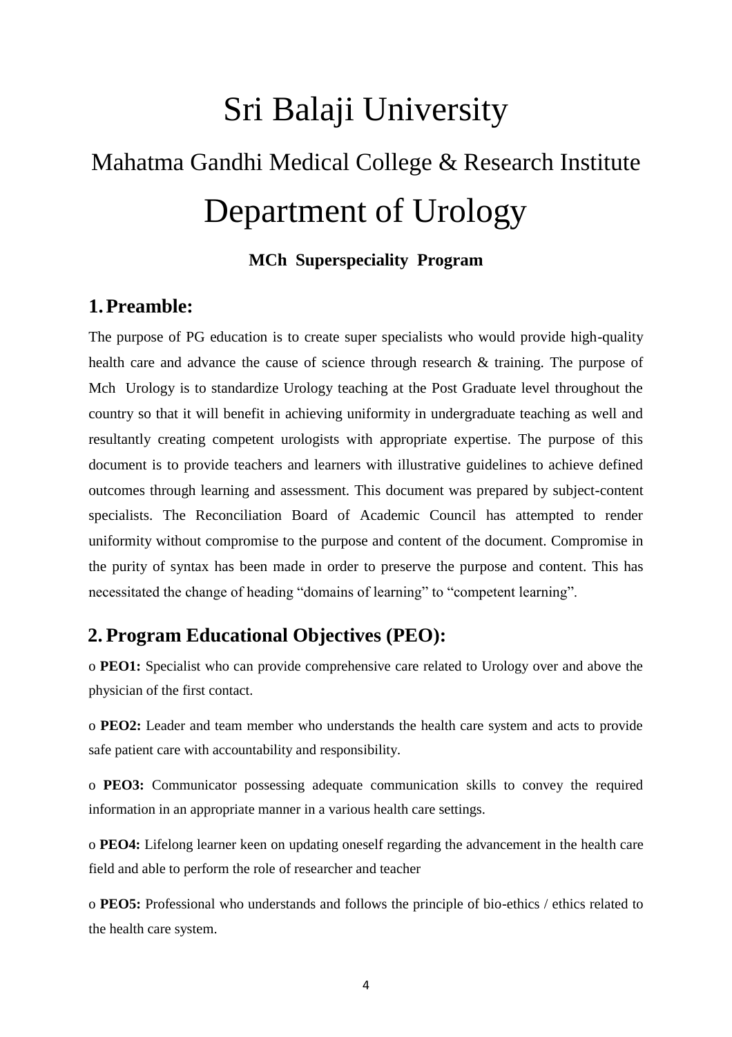# Sri Balaji University

## Mahatma Gandhi Medical College & Research Institute

# Department of Urology

**MCh Superspeciality Program**

## 1. Preamble:

The purpose of PG education is to create super specialists who would provide high-quality health care and advance the cause of science through research & training. The purpose of Mch Urology is to standardize Urology teaching at the Post Graduate level throughout the country so that it will benefit in achieving uniformity in undergraduate teaching as well and resultantly creating competent urologists with appropriate expertise. The purpose of this document is to provide teachers and learners with illustrative guidelines to achieve defined outcomes through learning and assessment. This document was prepared by subject-content specialists. The Reconciliation Board of Academic Council has attempted to render uniformity without compromise to the purpose and content of the document. Compromise in the purity of syntax has been made in order to preserve the purpose and content. This has necessitated the change of heading "domains of learning" to "competent learning".

## 2. Program Educational Objectives (PEO):

o **PEO1:** Specialist who can provide comprehensive care related to Urology over and above the physician of the first contact.

o **PEO2:** Leader and team member who understands the health care system and acts to provide safe patient care with accountability and responsibility.

o **PEO3:** Communicator possessing adequate communication skills to convey the required information in an appropriate manner in a various health care settings.

o **PEO4:** Lifelong learner keen on updating oneself regarding the advancement in the health care field and able to perform the role of researcher and teacher

o **PEO5:** Professional who understands and follows the principle of bio-ethics / ethics related to the health care system.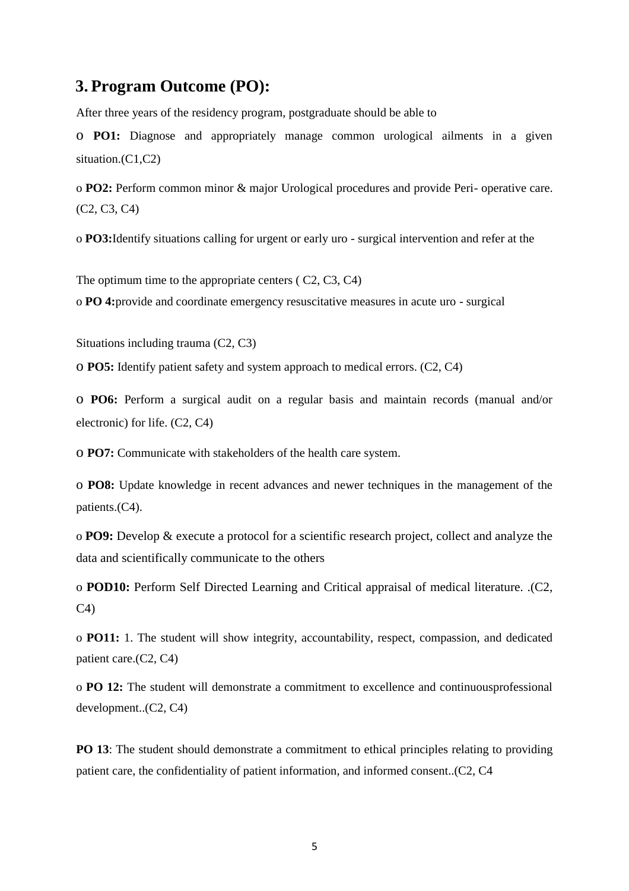## 3. Program Outcome (PO):

After three years of the residency program, postgraduate should be able to

- **PO1:** Diagnose and appropriately manage common urological ailments in a given situation.(C1,C2)
- **PO2:** Perform common minor & major Urological procedures and provide Peri- operative care. (C2, C3, C4)
- **PO3:**Identify situations calling for urgent or early uro - surgical intervention and refer at the

The optimum time to the appropriate centers ( C2, C3, C4)

- **PO 4:**provide and coordinate emergency resuscitative measures in acute uro - surgical

Situations including trauma (C2, C3)

- **PO5:** Identify patient safety and system approach to medical errors. (C2, C4)
- **PO6:** Perform a surgical audit on a regular basis and maintain records (manual and/or electronic) for life. (C2, C4)
- **PO7:** Communicate with stakeholders of the health care system.
- **PO8:** Update knowledge in recent advances and newer techniques in the management of the patients.(C4).
- **PO9:** Develop & execute a protocol for a scientific research project, collect and analyze the data and scientifically communicate to the others
- **POD10:** Perform Self Directed Learning and Critical appraisal of medical literature. .(C2, C4)
- **PO11:** 1. The student will show integrity, accountability, respect, compassion, and dedicated patient care.(C2, C4)
- **PO 12:** The student will demonstrate a commitment to excellence and continuousprofessional development..(C2, C4)

**PO 13**: The student should demonstrate a commitment to ethical principles relating to providing patient care, the confidentiality of patient information, and informed consent..(C2, C4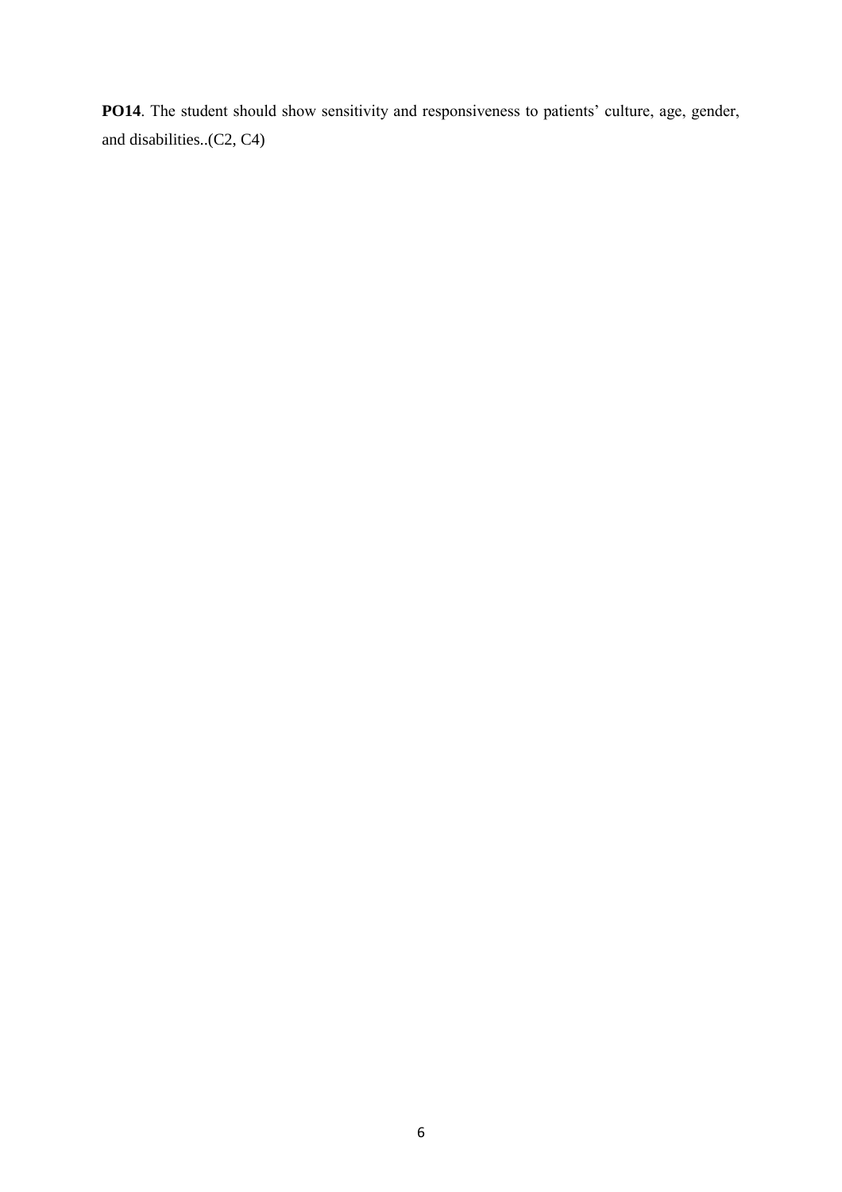**PO14**. The student should show sensitivity and responsiveness to patients' culture, age, gender, and disabilities..(C2, C4)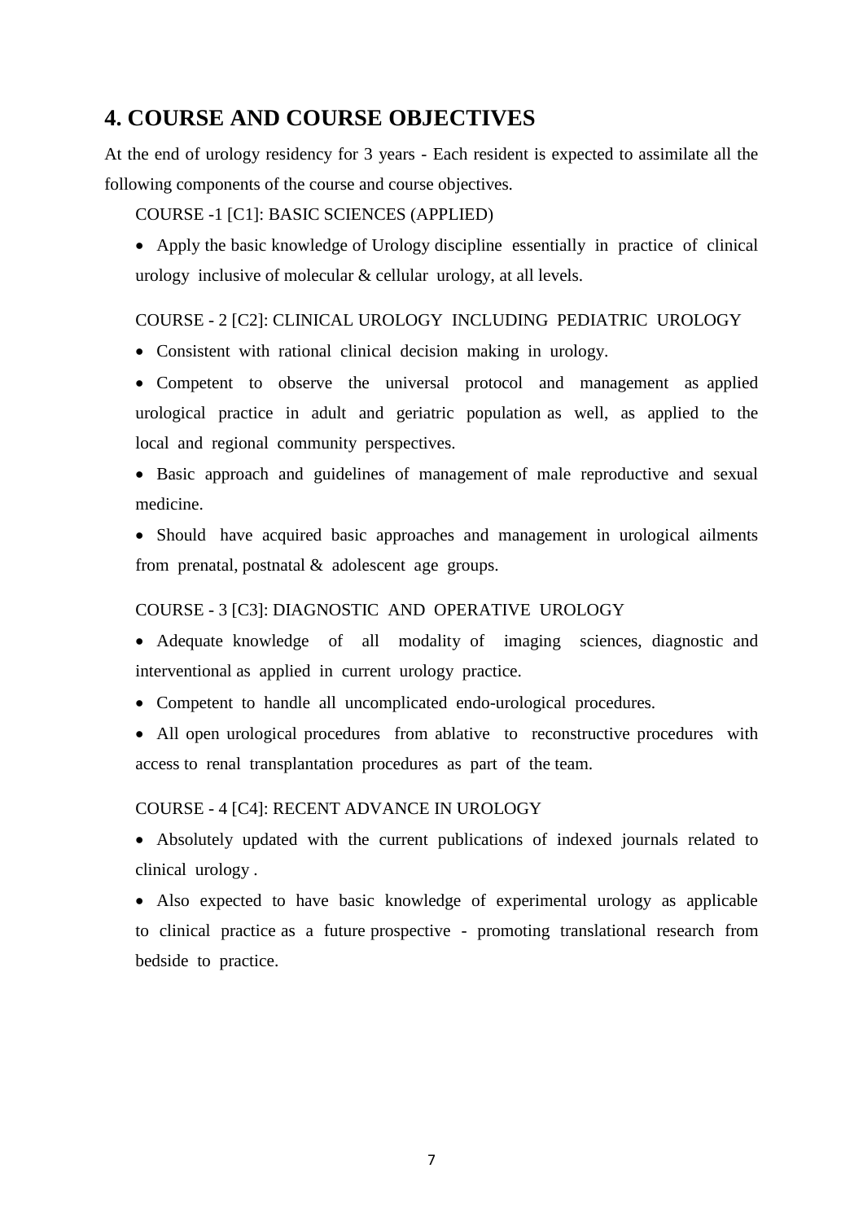## 4. COURSE AND COURSE OBJECTIVES

At the end of urology residency for 3 years - Each resident is expected to assimilate all the following components of the course and course objectives.

COURSE -1 [C1]: BASIC SCIENCES (APPLIED)

- Apply the basic knowledge of Urology discipline essentially in practice of clinical urology inclusive of molecular & cellular urology, at all levels.

COURSE - 2 [C2]: CLINICAL UROLOGY INCLUDING PEDIATRIC UROLOGY

- Consistent with rational clinical decision making in urology.
- Competent to observe the universal protocol and management as applied urological practice in adult and geriatric population as well, as applied to the local and regional community perspectives.
- Basic approach and guidelines of management of male reproductive and sexual medicine.
- Should have acquired basic approaches and management in urological ailments from prenatal, postnatal & adolescent age groups.

COURSE - 3 [C3]: DIAGNOSTIC AND OPERATIVE UROLOGY

- Adequate knowledge of all modality of imaging sciences, diagnostic and interventional as applied in current urology practice.
- Competent to handle all uncomplicated endo-urological procedures.
- All open urological procedures from ablative to reconstructive procedures with access to renal transplantation procedures as part of the team.

COURSE - 4 [C4]: RECENT ADVANCE IN UROLOGY

- Absolutely updated with the current publications of indexed journals related to clinical urology .
- Also expected to have basic knowledge of experimental urology as applicable to clinical practice as a future prospective - promoting translational research from bedside to practice.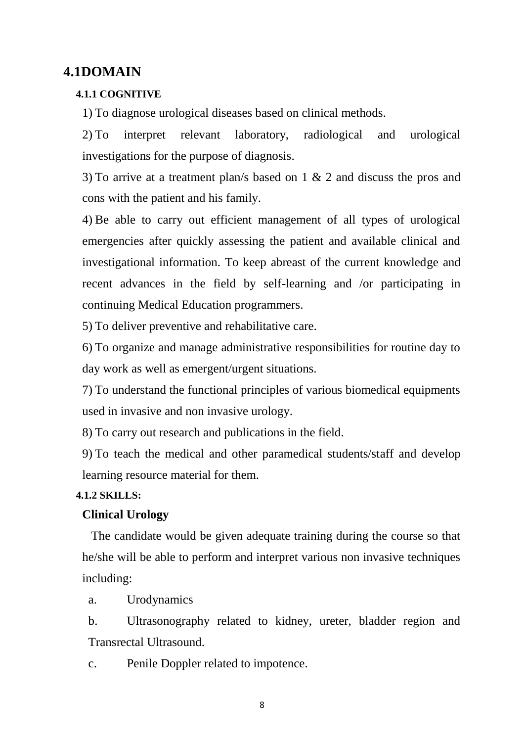# 4.1DOMAIN

### 4.1.1 COGNITIVE

1) To diagnose urological diseases based on clinical methods.

2) To interpret relevant laboratory, radiological and urological investigations for the purpose of diagnosis.

3) To arrive at a treatment plan/s based on 1 & 2 and discuss the pros and cons with the patient and his family.

4) Be able to carry out efficient management of all types of urological emergencies after quickly assessing the patient and available clinical and investigational information. To keep abreast of the current knowledge and recent advances in the field by self-learning and /or participating in continuing Medical Education programmers.

5) To deliver preventive and rehabilitative care.

6) To organize and manage administrative responsibilities for routine day to day work as well as emergent/urgent situations.

7) To understand the functional principles of various biomedical equipments used in invasive and non invasive urology.

8) To carry out research and publications in the field.

9) To teach the medical and other paramedical students/staff and develop learning resource material for them.

### 4.1.2 SKILLS:

**Clinical Urology**

The candidate would be given adequate training during the course so that he/she will be able to perform and interpret various non invasive techniques including:

a. Urodynamics

b. Ultrasonography related to kidney, ureter, bladder region and Transrectal Ultrasound.

c. Penile Doppler related to impotence.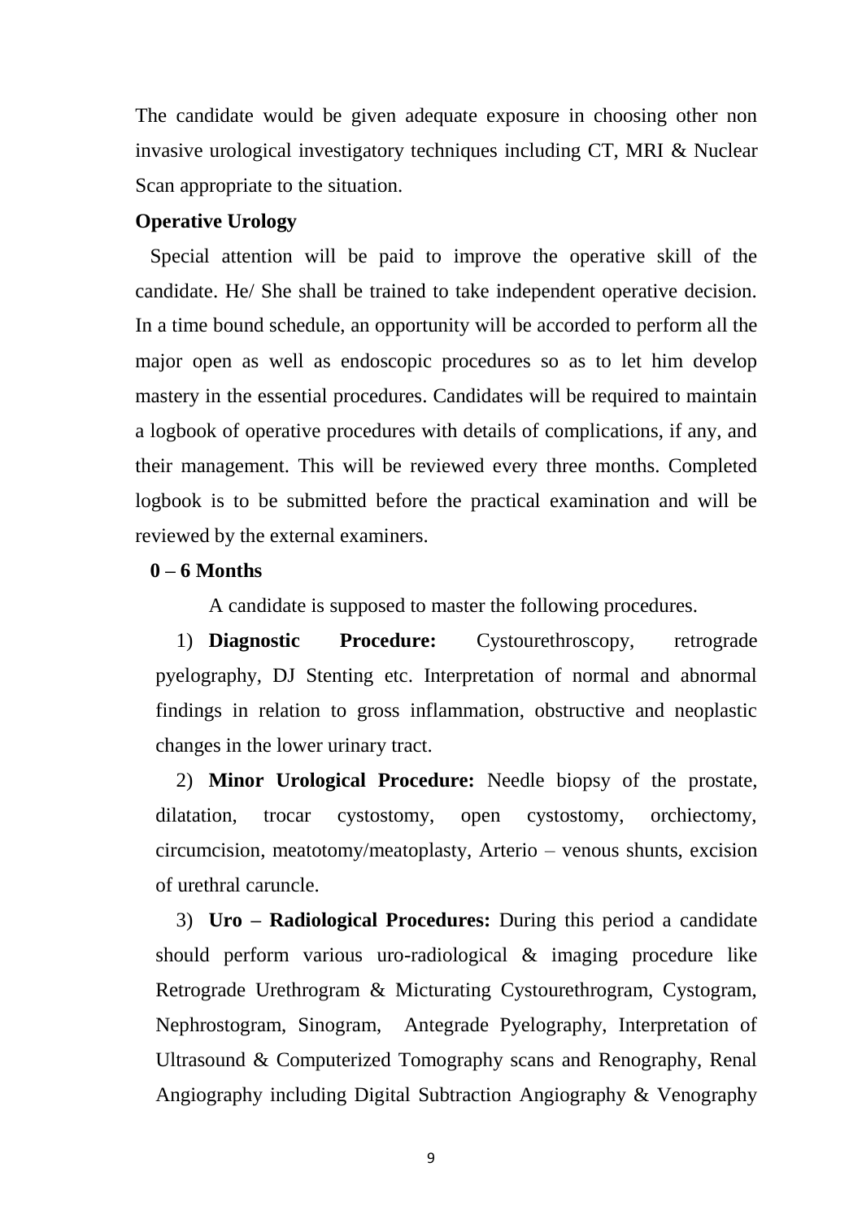The candidate would be given adequate exposure in choosing other non invasive urological investigatory techniques including CT, MRI & Nuclear Scan appropriate to the situation.

**Operative Urology**

Special attention will be paid to improve the operative skill of the candidate. He/ She shall be trained to take independent operative decision. In a time bound schedule, an opportunity will be accorded to perform all the major open as well as endoscopic procedures so as to let him develop mastery in the essential procedures. Candidates will be required to maintain a logbook of operative procedures with details of complications, if any, and their management. This will be reviewed every three months. Completed logbook is to be submitted before the practical examination and will be reviewed by the external examiners.

**0 – 6 Months**

A candidate is supposed to master the following procedures.

1) **Diagnostic Procedure:** Cystourethroscopy, retrograde pyelography, DJ Stenting etc. Interpretation of normal and abnormal findings in relation to gross inflammation, obstructive and neoplastic changes in the lower urinary tract.

2) **Minor Urological Procedure:** Needle biopsy of the prostate, dilatation, trocar cystostomy, open cystostomy, orchiectomy, circumcision, meatotomy/meatoplasty, Arterio – venous shunts, excision of urethral caruncle.

3) **Uro – Radiological Procedures:** During this period a candidate should perform various uro-radiological & imaging procedure like Retrograde Urethrogram & Micturating Cystourethrogram, Cystogram, Nephrostogram, Sinogram, Antegrade Pyelography, Interpretation of Ultrasound & Computerized Tomography scans and Renography, Renal Angiography including Digital Subtraction Angiography & Venography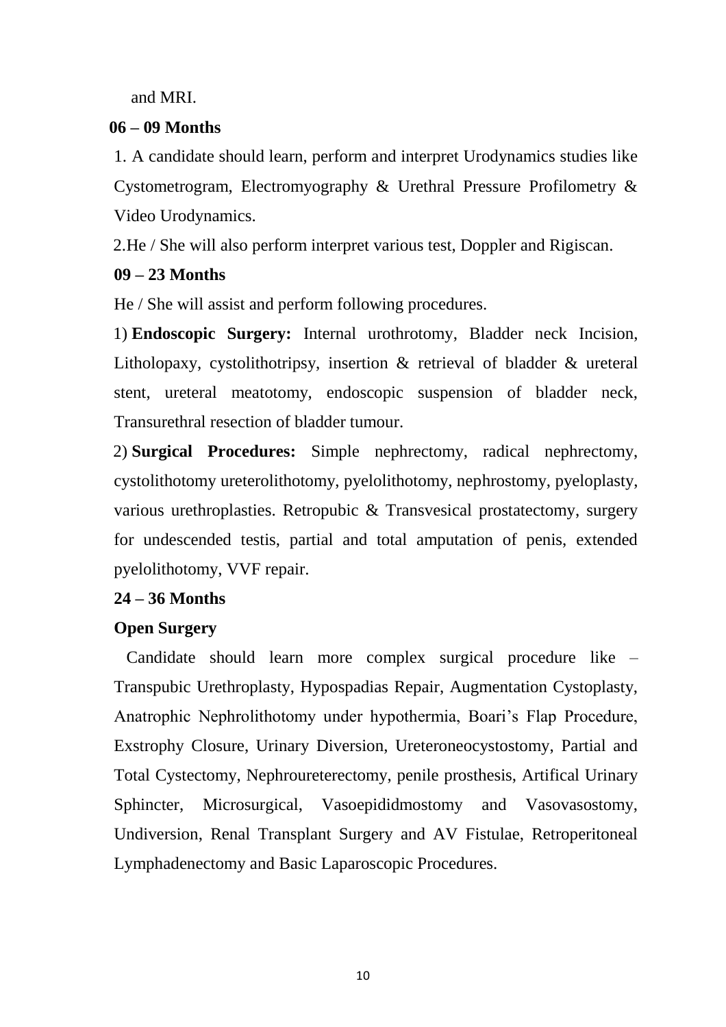and MRI.

**06 – 09 Months**

1. A candidate should learn, perform and interpret Urodynamics studies like Cystometrogram, Electromyography & Urethral Pressure Profilometry & Video Urodynamics.

2. He / She will also perform interpret various test, Doppler and Rigiscan.

**09 – 23 Months**

He / She will assist and perform following procedures.

1) **Endoscopic Surgery:** Internal urothrotomy, Bladder neck Incision, Litholopaxy, cystolithotripsy, insertion & retrieval of bladder & ureteral stent, ureteral meatotomy, endoscopic suspension of bladder neck, Transurethral resection of bladder tumour.

2) **Surgical Procedures:** Simple nephrectomy, radical nephrectomy, cystolithotomy ureterolithotomy, pyelolithotomy, nephrostomy, pyeloplasty, various urethroplasties. Retropubic & Transvesical prostatectomy, surgery for undescended testis, partial and total amputation of penis, extended pyelolithotomy, VVF repair.

**24 – 36 Months**

**Open Surgery**

Candidate should learn more complex surgical procedure like – Transpubic Urethroplasty, Hypospadias Repair, Augmentation Cystoplasty, Anatrophic Nephrolithotomy under hypothermia, Boari’s Flap Procedure, Exstrophy Closure, Urinary Diversion, Ureteroneocystostomy, Partial and Total Cystectomy, Nephroureterectomy, penile prosthesis, Artifical Urinary Sphincter, Microsurgical, Vasoepididmostomy and Vasovasostomy, Undiversion, Renal Transplant Surgery and AV Fistulae, Retroperitoneal Lymphadenectomy and Basic Laparoscopic Procedures.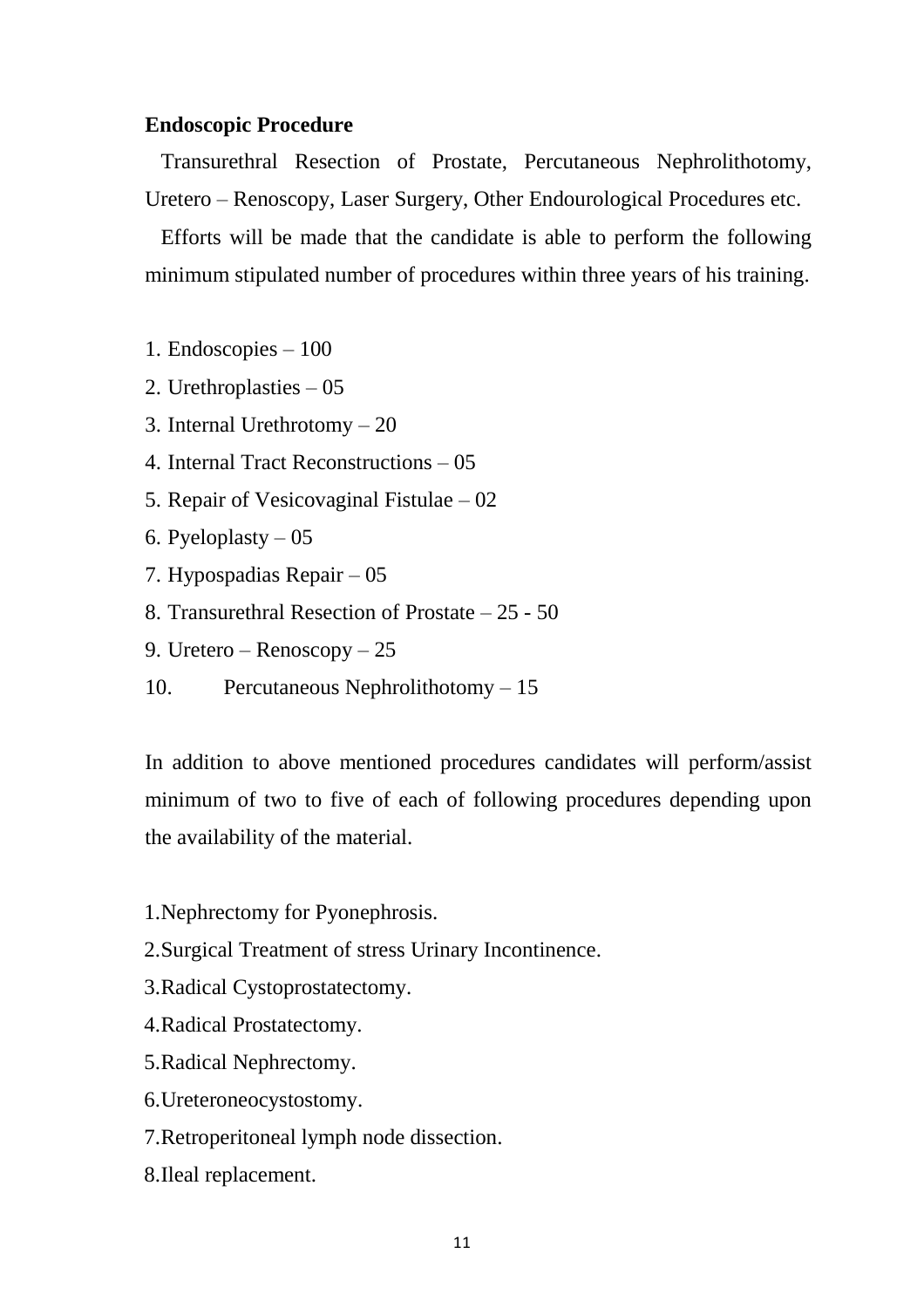**Endoscopic Procedure**

Transurethral Resection of Prostate, Percutaneous Nephrolithotomy, Uretero – Renoscopy, Laser Surgery, Other Endourological Procedures etc.

Efforts will be made that the candidate is able to perform the following minimum stipulated number of procedures within three years of his training.

1. Endoscopies – 100
2. Urethroplasties – 05
3. Internal Urethrotomy – 20
4. Internal Tract Reconstructions – 05
5. Repair of Vesicovaginal Fistulae – 02
6. Pyeloplasty – 05
7. Hypospadias Repair – 05
8. Transurethral Resection of Prostate – 25 - 50
9. Uretero – Renoscopy – 25
10. Percutaneous Nephrolithotomy – 15

In addition to above mentioned procedures candidates will perform/assist minimum of two to five of each of following procedures depending upon the availability of the material.

1. Nephrectomy for Pyonephrosis.
2. Surgical Treatment of stress Urinary Incontinence.
3. Radical Cystoprostatectomy.
4. Radical Prostatectomy.
5. Radical Nephrectomy.
6. Ureteroneocystostomy.
7. Retroperitoneal lymph node dissection.
8. Ileal replacement.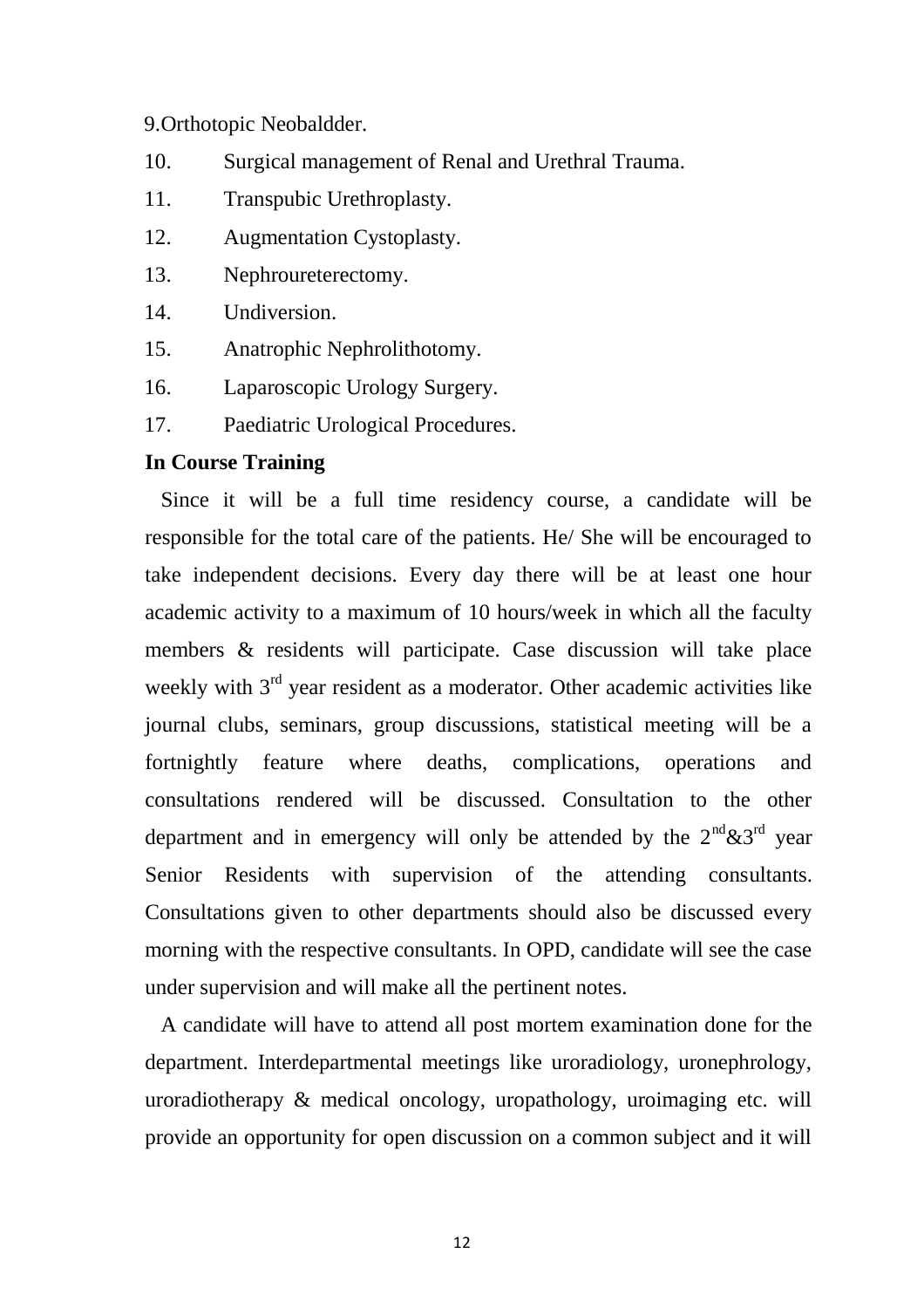9. Orthotopic Neobaldder.
10. Surgical management of Renal and Urethral Trauma.
11. Transpubic Urethroplasty.
12. Augmentation Cystoplasty.
13. Nephroureterectomy.
14. Undiversion.
15. Anatrophic Nephrolithotomy.
16. Laparoscopic Urology Surgery.
17. Paediatric Urological Procedures.

**In Course Training**

Since it will be a full time residency course, a candidate will be responsible for the total care of the patients. He/ She will be encouraged to take independent decisions. Every day there will be at least one hour academic activity to a maximum of 10 hours/week in which all the faculty members & residents will participate. Case discussion will take place weekly with 3rd year resident as a moderator. Other academic activities like journal clubs, seminars, group discussions, statistical meeting will be a fortnightly feature where deaths, complications, operations and consultations rendered will be discussed. Consultation to the other department and in emergency will only be attended by the 2nd&3rd year Senior Residents with supervision of the attending consultants. Consultations given to other departments should also be discussed every morning with the respective consultants. In OPD, candidate will see the case under supervision and will make all the pertinent notes.

A candidate will have to attend all post mortem examination done for the department. Interdepartmental meetings like uroradiology, uronephrology, uroradiotherapy & medical oncology, uropathology, uroimaging etc. will provide an opportunity for open discussion on a common subject and it will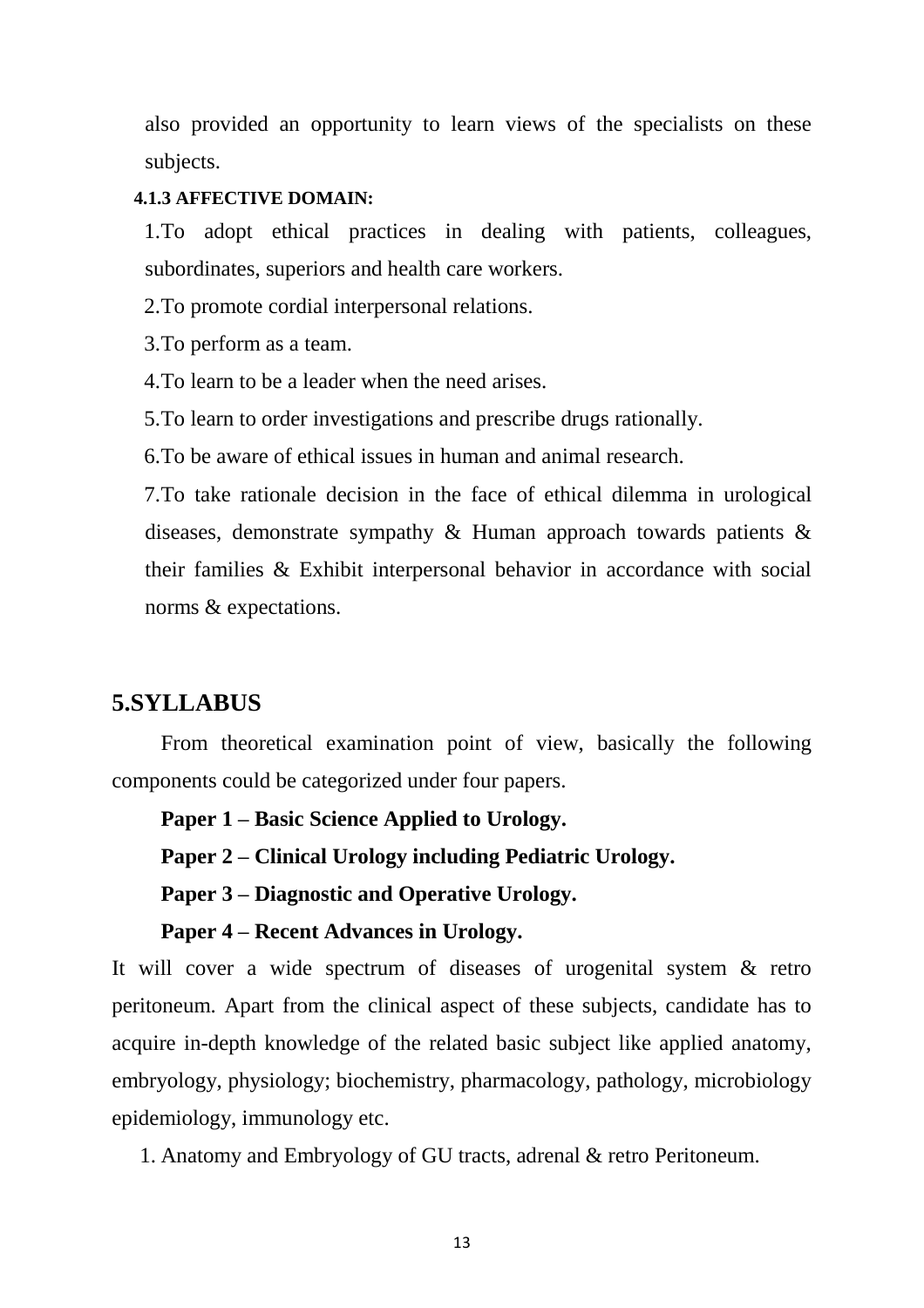also provided an opportunity to learn views of the specialists on these subjects.

#### 4.1.3 AFFECTIVE DOMAIN:

1.To adopt ethical practices in dealing with patients, colleagues, subordinates, superiors and health care workers.

2.To promote cordial interpersonal relations.

3.To perform as a team.

4.To learn to be a leader when the need arises.

5.To learn to order investigations and prescribe drugs rationally.

6.To be aware of ethical issues in human and animal research.

7.To take rationale decision in the face of ethical dilemma in urological diseases, demonstrate sympathy & Human approach towards patients & their families & Exhibit interpersonal behavior in accordance with social norms & expectations.

## 5.SYLLABUS

From theoretical examination point of view, basically the following components could be categorized under four papers.

**Paper 1 – Basic Science Applied to Urology.**

**Paper 2 – Clinical Urology including Pediatric Urology.**

**Paper 3 – Diagnostic and Operative Urology.**

**Paper 4 – Recent Advances in Urology.**

It will cover a wide spectrum of diseases of urogenital system & retro peritoneum. Apart from the clinical aspect of these subjects, candidate has to acquire in-depth knowledge of the related basic subject like applied anatomy, embryology, physiology; biochemistry, pharmacology, pathology, microbiology epidemiology, immunology etc.

1. Anatomy and Embryology of GU tracts, adrenal & retro Peritoneum.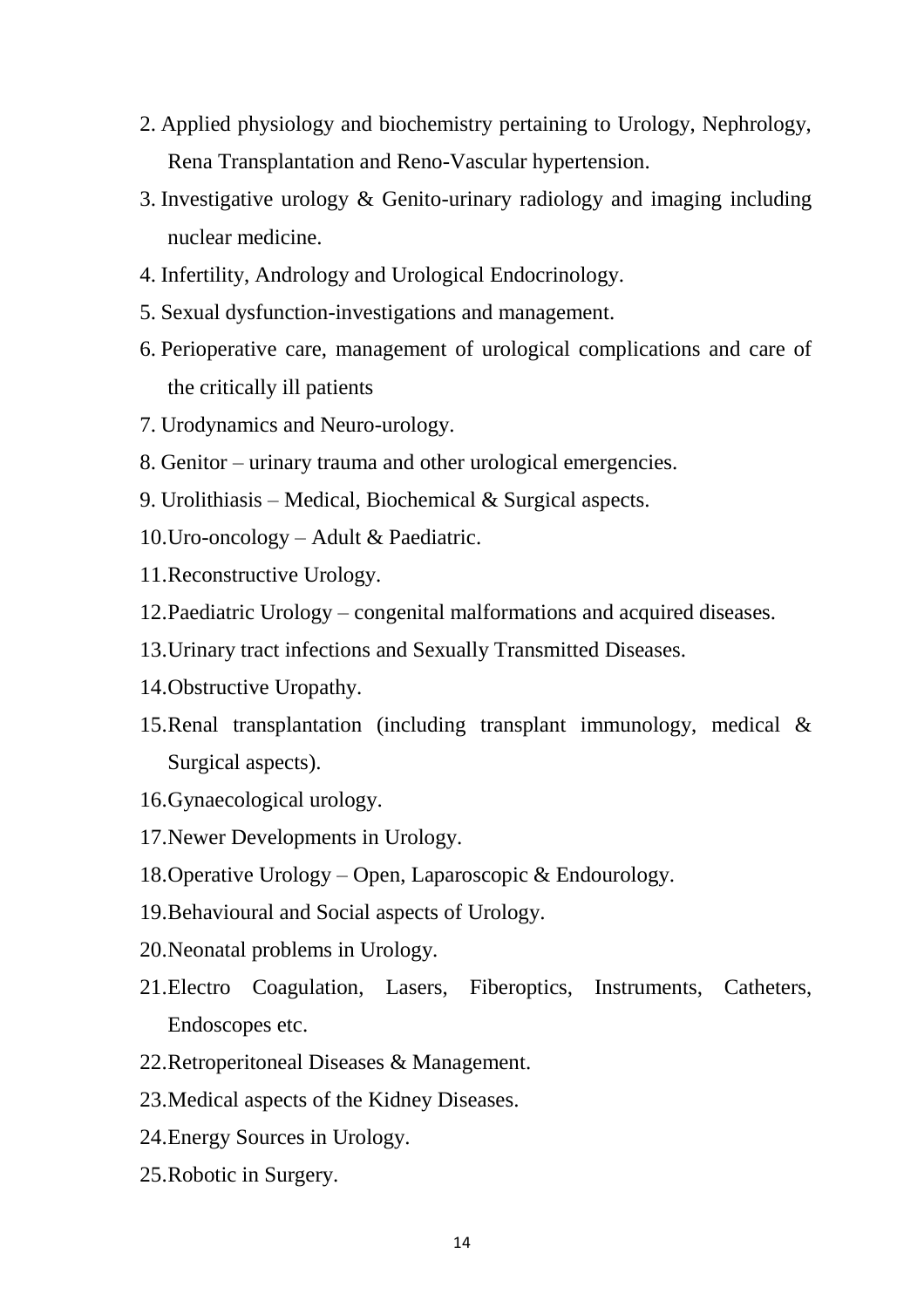2. Applied physiology and biochemistry pertaining to Urology, Nephrology, Rena Transplantation and Reno-Vascular hypertension.
3. Investigative urology & Genito-urinary radiology and imaging including nuclear medicine.
4. Infertility, Andrology and Urological Endocrinology.
5. Sexual dysfunction-investigations and management.
6. Perioperative care, management of urological complications and care of the critically ill patients
7. Urodynamics and Neuro-urology.
8. Genitor – urinary trauma and other urological emergencies.
9. Urolithiasis – Medical, Biochemical & Surgical aspects.
10. Uro-oncology – Adult & Paediatric.
11. Reconstructive Urology.
12. Paediatric Urology – congenital malformations and acquired diseases.
13. Urinary tract infections and Sexually Transmitted Diseases.
14. Obstructive Uropathy.
15. Renal transplantation (including transplant immunology, medical & Surgical aspects).
16. Gynaecological urology.
17. Newer Developments in Urology.
18. Operative Urology – Open, Laparoscopic & Endourology.
19. Behavioural and Social aspects of Urology.
20. Neonatal problems in Urology.
21. Electro Coagulation, Lasers, Fiberoptics, Instruments, Catheters, Endoscopes etc.
22. Retroperitoneal Diseases & Management.
23. Medical aspects of the Kidney Diseases.
24. Energy Sources in Urology.
25. Robotic in Surgery.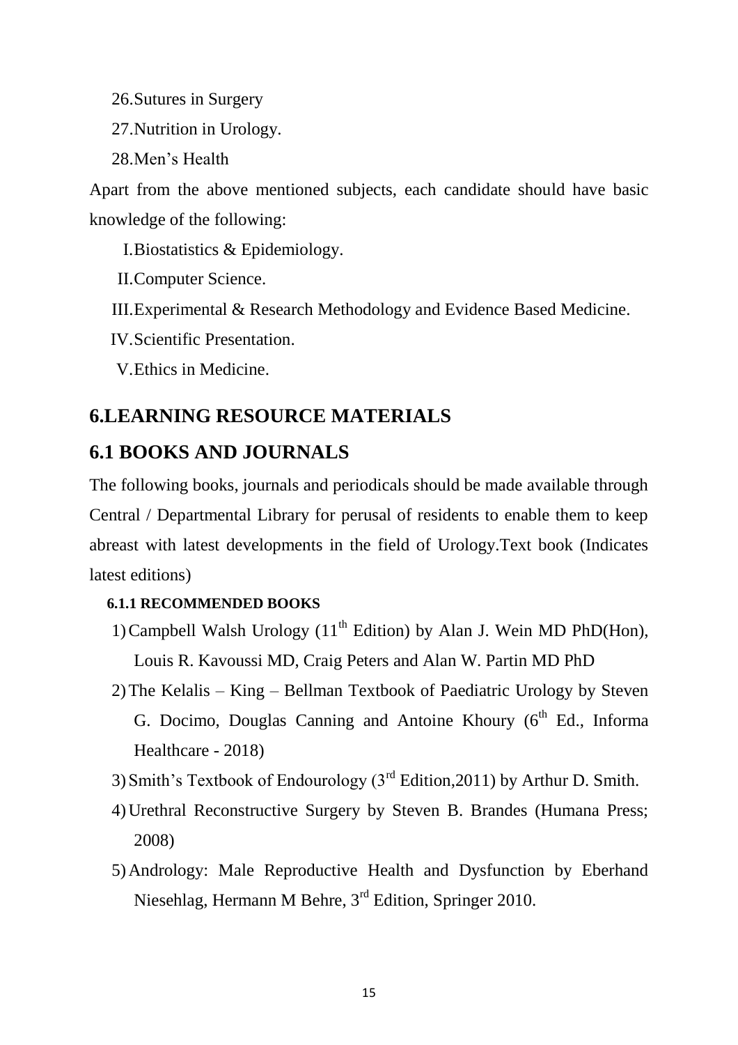26. Sutures in Surgery
27. Nutrition in Urology.
28. Men's Health

Apart from the above mentioned subjects, each candidate should have basic knowledge of the following:

I. Biostatistics & Epidemiology.

II. Computer Science.

III. Experimental & Research Methodology and Evidence Based Medicine.

IV. Scientific Presentation.

V. Ethics in Medicine.

# 6.LEARNING RESOURCE MATERIALS

## 6.1 BOOKS AND JOURNALS

The following books, journals and periodicals should be made available through Central / Departmental Library for perusal of residents to enable them to keep abreast with latest developments in the field of Urology.Text book (Indicates latest editions)

### 6.1.1 RECOMMENDED BOOKS

1) Campbell Walsh Urology (11th Edition) by Alan J. Wein MD PhD(Hon), Louis R. Kavoussi MD, Craig Peters and Alan W. Partin MD PhD
2) The Kelalis – King – Bellman Textbook of Paediatric Urology by Steven G. Docimo, Douglas Canning and Antoine Khoury (6th Ed., Informa Healthcare - 2018)
3) Smith's Textbook of Endourology (3rd Edition,2011) by Arthur D. Smith.
4) Urethral Reconstructive Surgery by Steven B. Brandes (Humana Press; 2008)
5) Andrology: Male Reproductive Health and Dysfunction by Eberhand Niesehlag, Hermann M Behre, 3rd Edition, Springer 2010.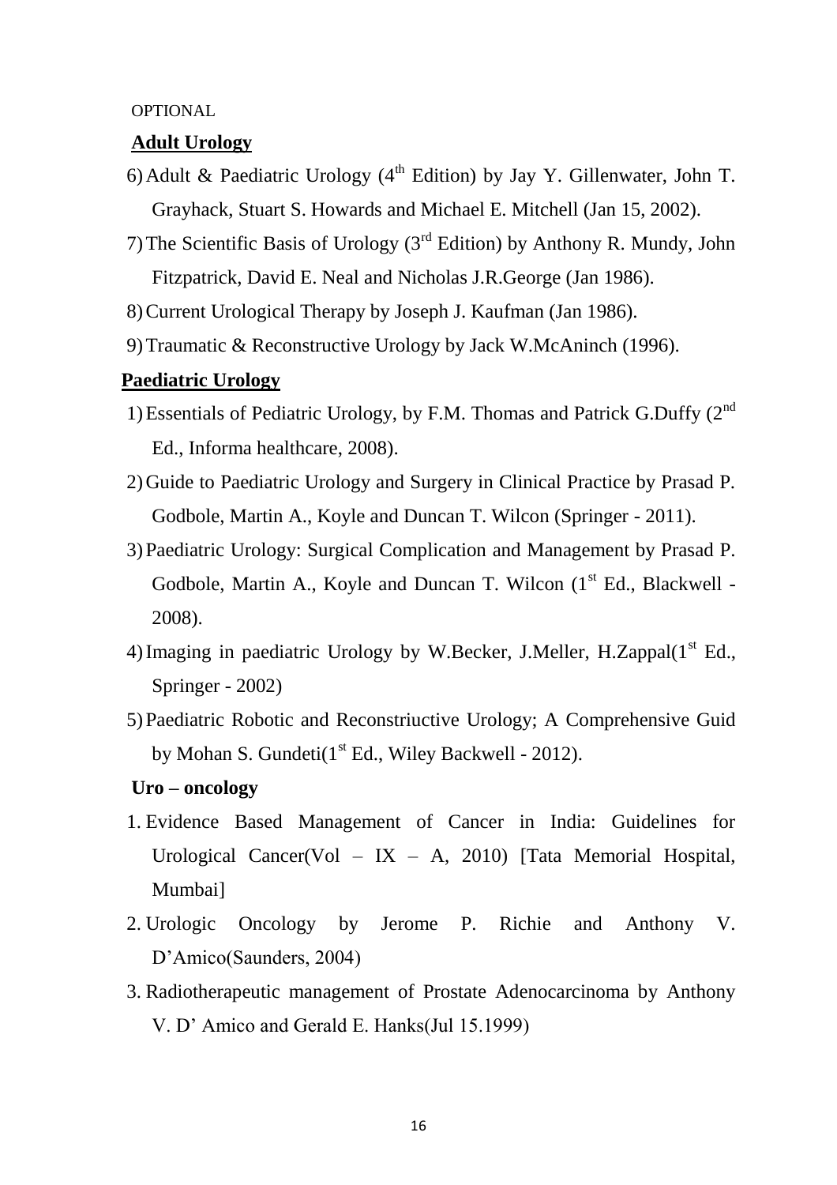OPTIONAL

**Adult Urology**

6) Adult & Paediatric Urology (4th Edition) by Jay Y. Gillenwater, John T. Grayhack, Stuart S. Howards and Michael E. Mitchell (Jan 15, 2002).

7) The Scientific Basis of Urology (3rd Edition) by Anthony R. Mundy, John Fitzpatrick, David E. Neal and Nicholas J.R.George (Jan 1986).

8) Current Urological Therapy by Joseph J. Kaufman (Jan 1986).

9) Traumatic & Reconstructive Urology by Jack W.McAninch (1996).

**Paediatric Urology**

1) Essentials of Pediatric Urology, by F.M. Thomas and Patrick G.Duffy (2nd Ed., Informa healthcare, 2008).

2) Guide to Paediatric Urology and Surgery in Clinical Practice by Prasad P. Godbole, Martin A., Koyle and Duncan T. Wilcon (Springer - 2011).

3) Paediatric Urology: Surgical Complication and Management by Prasad P. Godbole, Martin A., Koyle and Duncan T. Wilcon (1st Ed., Blackwell - 2008).

4) Imaging in paediatric Urology by W.Becker, J.Meller, H.Zappal(1st Ed., Springer - 2002)

5) Paediatric Robotic and Reconstriuctive Urology; A Comprehensive Guid by Mohan S. Gundeti(1st Ed., Wiley Backwell - 2012).

**Uro – oncology**

1. Evidence Based Management of Cancer in India: Guidelines for Urological Cancer(Vol – IX – A, 2010) [Tata Memorial Hospital, Mumbai]
2. Urologic Oncology by Jerome P. Richie and Anthony V. D'Amico(Saunders, 2004)
3. Radiotherapeutic management of Prostate Adenocarcinoma by Anthony V. D' Amico and Gerald E. Hanks(Jul 15.1999)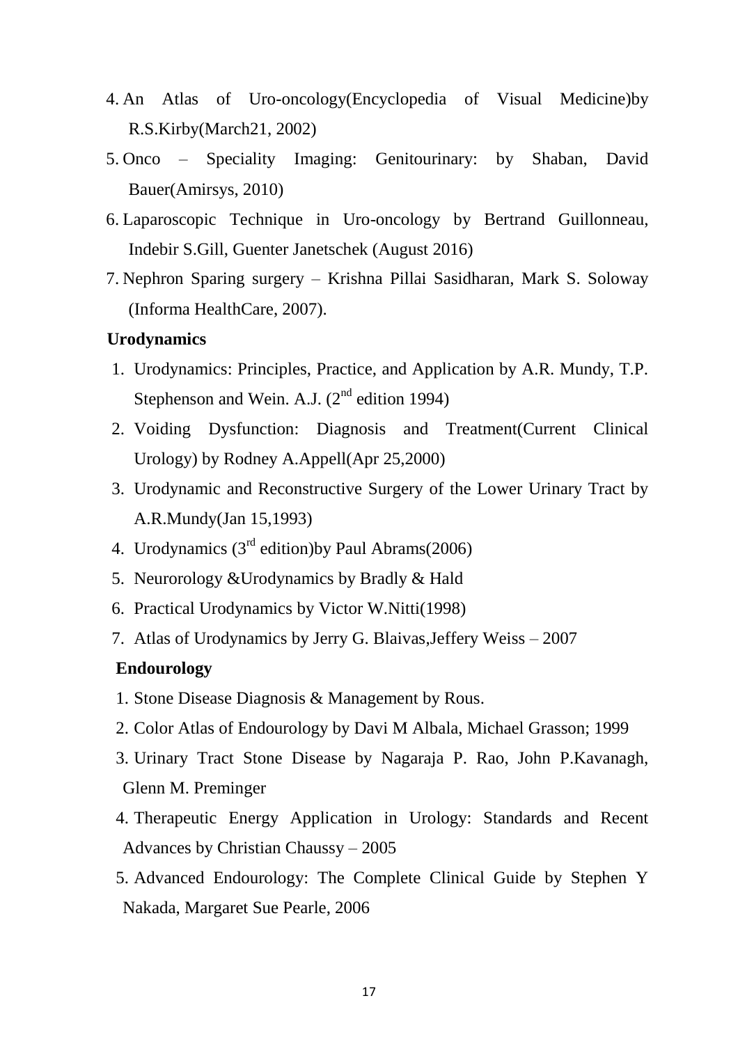4. An Atlas of Uro-oncology(Encyclopedia of Visual Medicine)by R.S.Kirby(March21, 2002)
5. Onco – Speciality Imaging: Genitourinary: by Shaban, David Bauer(Amirsys, 2010)
6. Laparoscopic Technique in Uro-oncology by Bertrand Guillonneau, Indebir S.Gill, Guenter Janetschek (August 2016)
7. Nephron Sparing surgery – Krishna Pillai Sasidharan, Mark S. Soloway (Informa HealthCare, 2007).

**Urodynamics**

1. Urodynamics: Principles, Practice, and Application by A.R. Mundy, T.P. Stephenson and Wein. A.J. (2nd edition 1994)
2. Voiding Dysfunction: Diagnosis and Treatment(Current Clinical Urology) by Rodney A.Appell(Apr 25,2000)
3. Urodynamic and Reconstructive Surgery of the Lower Urinary Tract by A.R.Mundy(Jan 15,1993)
4. Urodynamics (3rd edition)by Paul Abrams(2006)
5. Neurorology &Urodynamics by Bradly & Hald
6. Practical Urodynamics by Victor W.Nitti(1998)
7. Atlas of Urodynamics by Jerry G. Blaivas,Jeffery Weiss – 2007

**Endourology**

1. Stone Disease Diagnosis & Management by Rous.
2. Color Atlas of Endourology by Davi M Albala, Michael Grasson; 1999
3. Urinary Tract Stone Disease by Nagaraja P. Rao, John P.Kavanagh, Glenn M. Preminger
4. Therapeutic Energy Application in Urology: Standards and Recent Advances by Christian Chaussy – 2005
5. Advanced Endourology: The Complete Clinical Guide by Stephen Y Nakada, Margaret Sue Pearle, 2006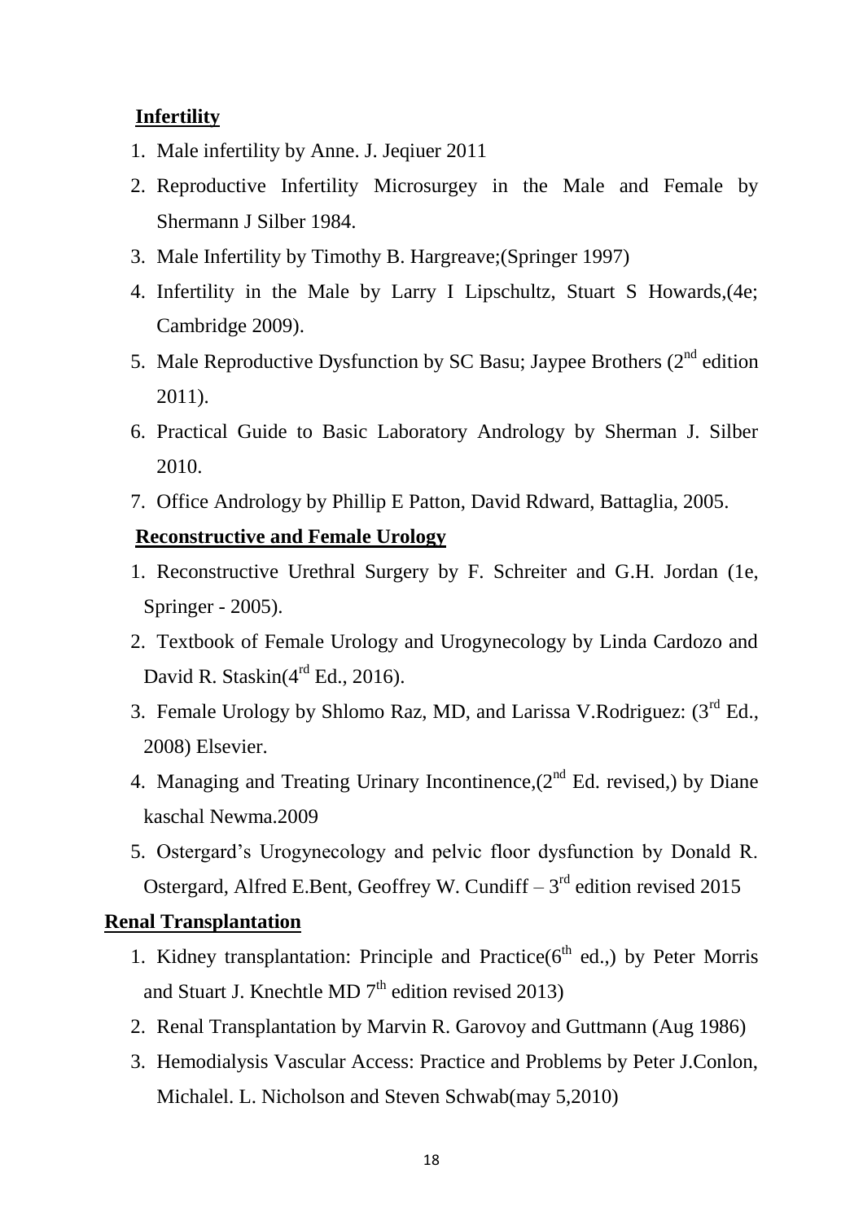**Infertility**

1. Male infertility by Anne. J. Jeqiuer 2011
2. Reproductive Infertility Microsurgey in the Male and Female by Shermann J Silber 1984.
3. Male Infertility by Timothy B. Hargreave;(Springer 1997)
4. Infertility in the Male by Larry I Lipschultz, Stuart S Howards,(4e; Cambridge 2009).
5. Male Reproductive Dysfunction by SC Basu; Jaypee Brothers (2nd edition 2011).
6. Practical Guide to Basic Laboratory Andrology by Sherman J. Silber 2010.
7. Office Andrology by Phillip E Patton, David Rdward, Battaglia, 2005.

**Reconstructive and Female Urology**

1. Reconstructive Urethral Surgery by F. Schreiter and G.H. Jordan (1e, Springer - 2005).
2. Textbook of Female Urology and Urogynecology by Linda Cardozo and David R. Staskin(4rd Ed., 2016).
3. Female Urology by Shlomo Raz, MD, and Larissa V.Rodriguez: (3rd Ed., 2008) Elsevier.
4. Managing and Treating Urinary Incontinence,(2nd Ed. revised,) by Diane kaschal Newma.2009
5. Ostergard's Urogynecology and pelvic floor dysfunction by Donald R. Ostergard, Alfred E.Bent, Geoffrey W. Cundiff – 3rd edition revised 2015

**Renal Transplantation**

1. Kidney transplantation: Principle and Practice(6th ed.,) by Peter Morris and Stuart J. Knechtle MD 7th edition revised 2013)
2. Renal Transplantation by Marvin R. Garovoy and Guttmann (Aug 1986)
3. Hemodialysis Vascular Access: Practice and Problems by Peter J.Conlon, Michalel. L. Nicholson and Steven Schwab(may 5,2010)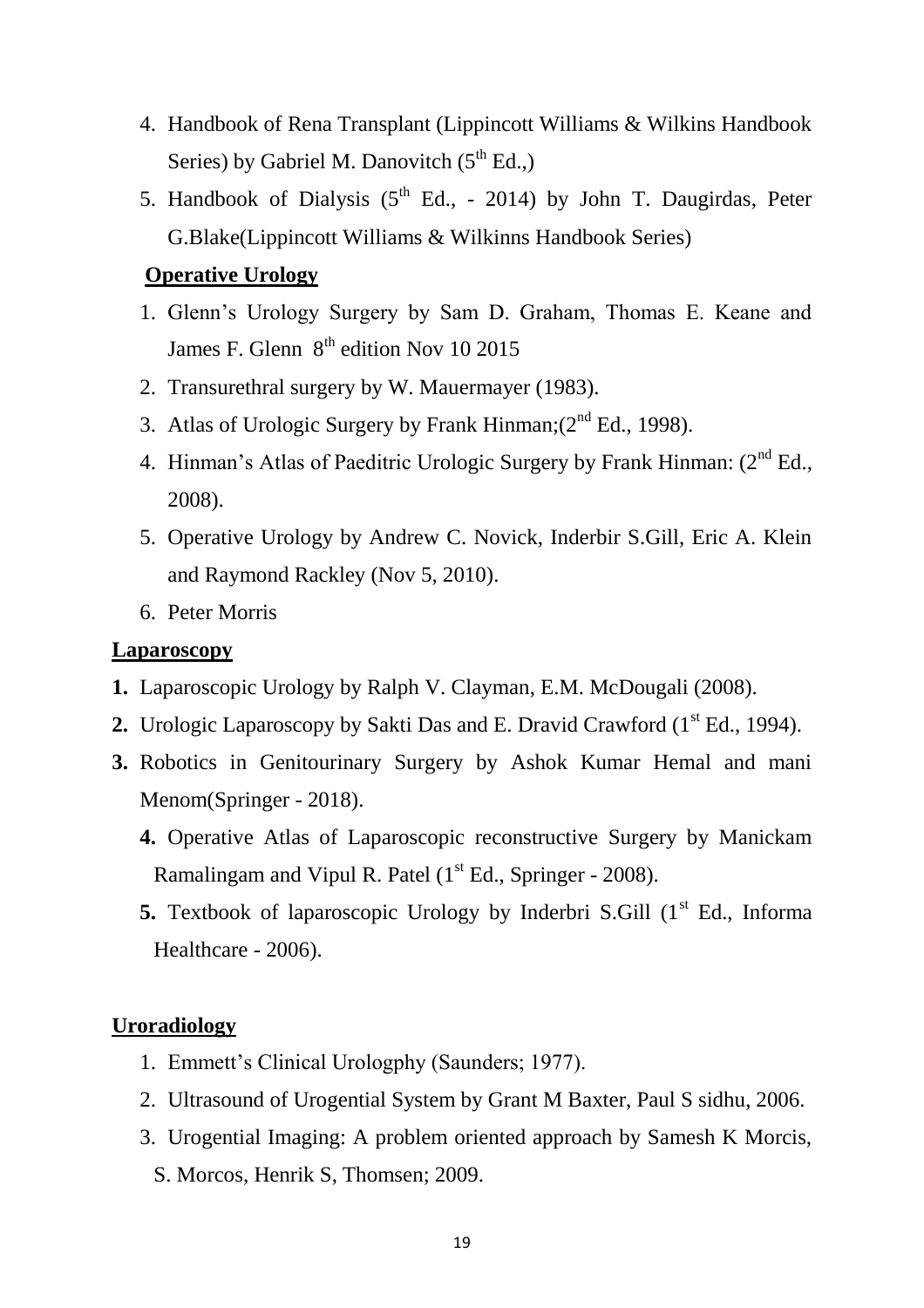4. Handbook of Rena Transplant (Lippincott Williams & Wilkins Handbook Series) by Gabriel M. Danovitch (5th Ed.,)
5. Handbook of Dialysis (5th Ed., - 2014) by John T. Daugirdas, Peter G.Blake(Lippincott Williams & Wilkinns Handbook Series)

**Operative Urology**

1. Glenn's Urology Surgery by Sam D. Graham, Thomas E. Keane and James F. Glenn 8th edition Nov 10 2015
2. Transurethral surgery by W. Mauermayer (1983).
3. Atlas of Urologic Surgery by Frank Hinman;(2nd Ed., 1998).
4. Hinman's Atlas of Paeditric Urologic Surgery by Frank Hinman: (2nd Ed., 2008).
5. Operative Urology by Andrew C. Novick, Inderbir S.Gill, Eric A. Klein and Raymond Rackley (Nov 5, 2010).
6. Peter Morris

**Laparoscopy**

1. Laparoscopic Urology by Ralph V. Clayman, E.M. McDougali (2008).
2. Urologic Laparoscopy by Sakti Das and E. Dravid Crawford (1st Ed., 1994).
3. Robotics in Genitourinary Surgery by Ashok Kumar Hemal and mani Menom(Springer - 2018).
4. Operative Atlas of Laparoscopic reconstructive Surgery by Manickam Ramalingam and Vipul R. Patel (1st Ed., Springer - 2008).
5. Textbook of laparoscopic Urology by Inderbri S.Gill (1st Ed., Informa Healthcare - 2006).

**Uroradiology**

1. Emmett's Clinical Urologphy (Saunders; 1977).
2. Ultrasound of Urogential System by Grant M Baxter, Paul S sidhu, 2006.
3. Urogential Imaging: A problem oriented approach by Samesh K Morcis, S. Morcos, Henrik S, Thomsen; 2009.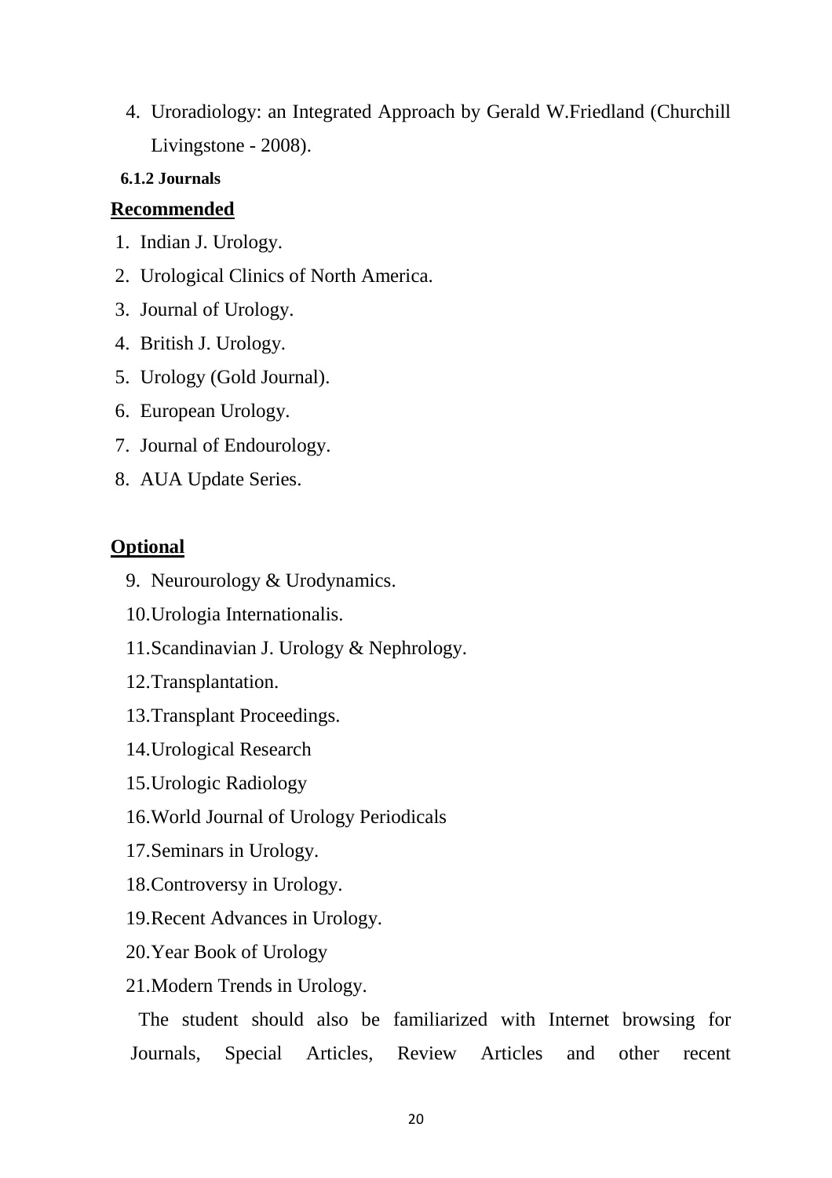4. Uroradiology: an Integrated Approach by Gerald W.Friedland (Churchill Livingstone - 2008).

#### 6.1.2 Journals

**Recommended**

1. Indian J. Urology.
2. Urological Clinics of North America.
3. Journal of Urology.
4. British J. Urology.
5. Urology (Gold Journal).
6. European Urology.
7. Journal of Endourology.
8. AUA Update Series.

**Optional**

9. Neurourology & Urodynamics.
10. Urologia Internationalis.
11. Scandinavian J. Urology & Nephrology.
12. Transplantation.
13. Transplant Proceedings.
14. Urological Research
15. Urologic Radiology
16. World Journal of Urology Periodicals
17. Seminars in Urology.
18. Controversy in Urology.
19. Recent Advances in Urology.
20. Year Book of Urology
21. Modern Trends in Urology.

The student should also be familiarized with Internet browsing for Journals, Special Articles, Review Articles and other recent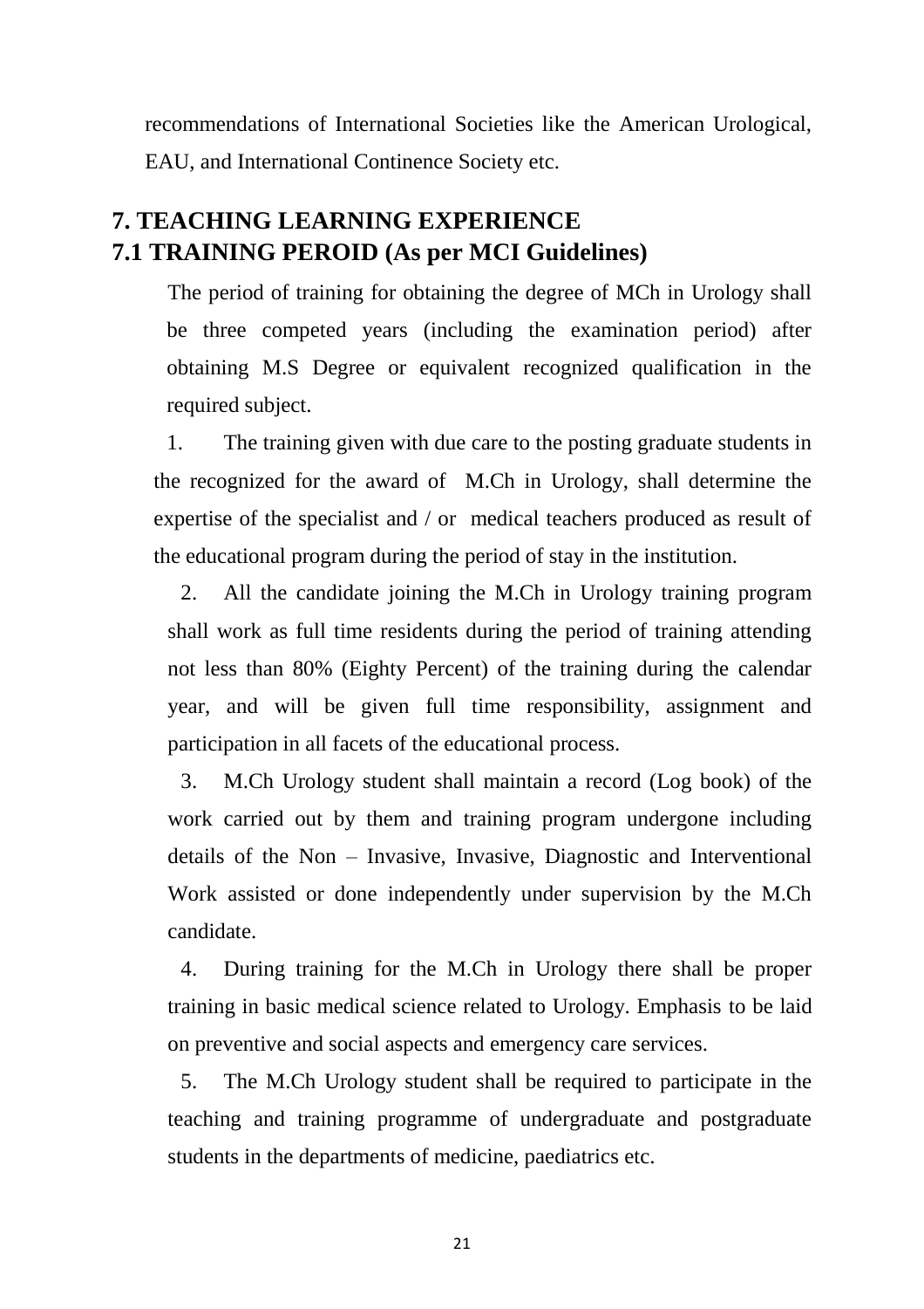recommendations of International Societies like the American Urological, EAU, and International Continence Society etc.

## 7. TEACHING LEARNING EXPERIENCE

## 7.1 TRAINING PEROID (As per MCI Guidelines)

The period of training for obtaining the degree of MCh in Urology shall be three competed years (including the examination period) after obtaining M.S Degree or equivalent recognized qualification in the required subject.

1. The training given with due care to the posting graduate students in the recognized for the award of M.Ch in Urology, shall determine the expertise of the specialist and / or medical teachers produced as result of the educational program during the period of stay in the institution.
2. All the candidate joining the M.Ch in Urology training program shall work as full time residents during the period of training attending not less than 80% (Eighty Percent) of the training during the calendar year, and will be given full time responsibility, assignment and participation in all facets of the educational process.
3. M.Ch Urology student shall maintain a record (Log book) of the work carried out by them and training program undergone including details of the Non – Invasive, Invasive, Diagnostic and Interventional Work assisted or done independently under supervision by the M.Ch candidate.
4. During training for the M.Ch in Urology there shall be proper training in basic medical science related to Urology. Emphasis to be laid on preventive and social aspects and emergency care services.
5. The M.Ch Urology student shall be required to participate in the teaching and training programme of undergraduate and postgraduate students in the departments of medicine, paediatrics etc.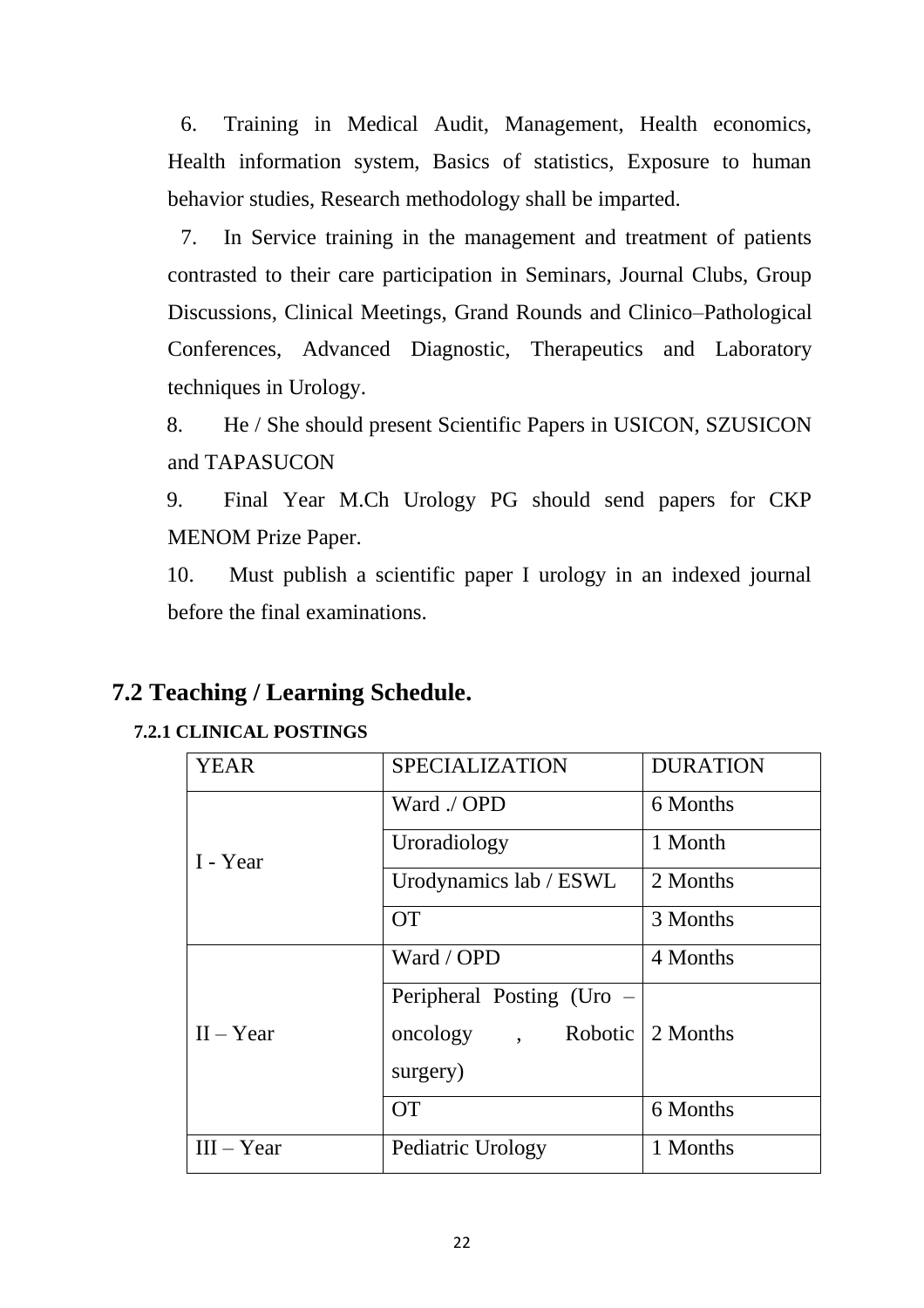6. Training in Medical Audit, Management, Health economics, Health information system, Basics of statistics, Exposure to human behavior studies, Research methodology shall be imparted.

7. In Service training in the management and treatment of patients contrasted to their care participation in Seminars, Journal Clubs, Group Discussions, Clinical Meetings, Grand Rounds and Clinico–Pathological Conferences, Advanced Diagnostic, Therapeutics and Laboratory techniques in Urology.

8. He / She should present Scientific Papers in USICON, SZUSICON and TAPASUCON

9. Final Year M.Ch Urology PG should send papers for CKP MENOM Prize Paper.

10. Must publish a scientific paper I urology in an indexed journal before the final examinations.

## 7.2 Teaching / Learning Schedule.

### 7.2.1 CLINICAL POSTINGS

| YEAR | SPECIALIZATION | DURATION |
|---|---|---|
| I - Year | Ward ./ OPD | 6 Months |
| | Uroradiology | 1 Month |
| | Urodynamics lab / ESWL | 2 Months |
| | OT | 3 Months |
| II – Year | Ward / OPD | 4 Months |
| | Peripheral Posting (Uro – oncology , Robotic surgery) | 2 Months |
| | OT | 6 Months |
| III – Year | Pediatric Urology | 1 Months |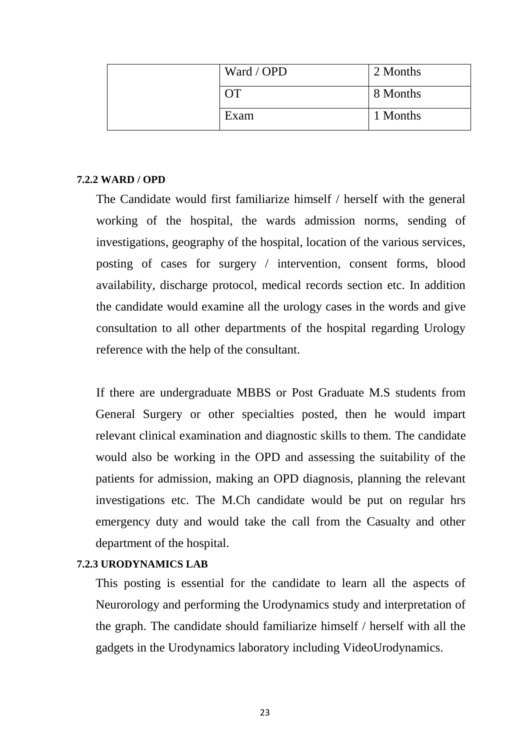| | | |
|---|---|---|
| | Ward / OPD | 2 Months |
| | OT | 8 Months |
| | Exam | 1 Months |

### 7.2.2 WARD / OPD

The Candidate would first familiarize himself / herself with the general working of the hospital, the wards admission norms, sending of investigations, geography of the hospital, location of the various services, posting of cases for surgery / intervention, consent forms, blood availability, discharge protocol, medical records section etc. In addition the candidate would examine all the urology cases in the words and give consultation to all other departments of the hospital regarding Urology reference with the help of the consultant.

If there are undergraduate MBBS or Post Graduate M.S students from General Surgery or other specialties posted, then he would impart relevant clinical examination and diagnostic skills to them. The candidate would also be working in the OPD and assessing the suitability of the patients for admission, making an OPD diagnosis, planning the relevant investigations etc. The M.Ch candidate would be put on regular hrs emergency duty and would take the call from the Casualty and other department of the hospital.

### 7.2.3 URODYNAMICS LAB

This posting is essential for the candidate to learn all the aspects of Neurorology and performing the Urodynamics study and interpretation of the graph. The candidate should familiarize himself / herself with all the gadgets in the Urodynamics laboratory including VideoUrodynamics.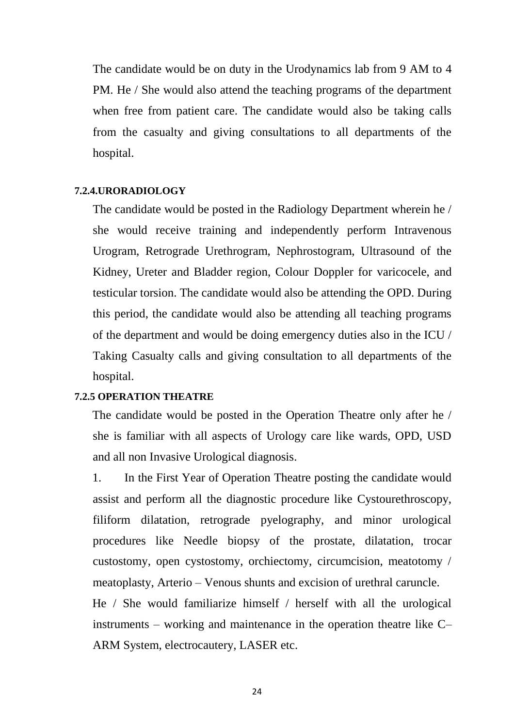The candidate would be on duty in the Urodynamics lab from 9 AM to 4 PM. He / She would also attend the teaching programs of the department when free from patient care. The candidate would also be taking calls from the casualty and giving consultations to all departments of the hospital.

#### 7.2.4.URORADIOLOGY

The candidate would be posted in the Radiology Department wherein he / she would receive training and independently perform Intravenous Urogram, Retrograde Urethrogram, Nephrostogram, Ultrasound of the Kidney, Ureter and Bladder region, Colour Doppler for varicocele, and testicular torsion. The candidate would also be attending the OPD. During this period, the candidate would also be attending all teaching programs of the department and would be doing emergency duties also in the ICU / Taking Casualty calls and giving consultation to all departments of the hospital.

#### 7.2.5 OPERATION THEATRE

The candidate would be posted in the Operation Theatre only after he / she is familiar with all aspects of Urology care like wards, OPD, USD and all non Invasive Urological diagnosis.

1. In the First Year of Operation Theatre posting the candidate would assist and perform all the diagnostic procedure like Cystourethroscopy, filiform dilatation, retrograde pyelography, and minor urological procedures like Needle biopsy of the prostate, dilatation, trocar custostomy, open cystostomy, orchiectomy, circumcision, meatotomy / meatoplasty, Arterio – Venous shunts and excision of urethral caruncle.

He / She would familiarize himself / herself with all the urological instruments – working and maintenance in the operation theatre like C–ARM System, electrocautery, LASER etc.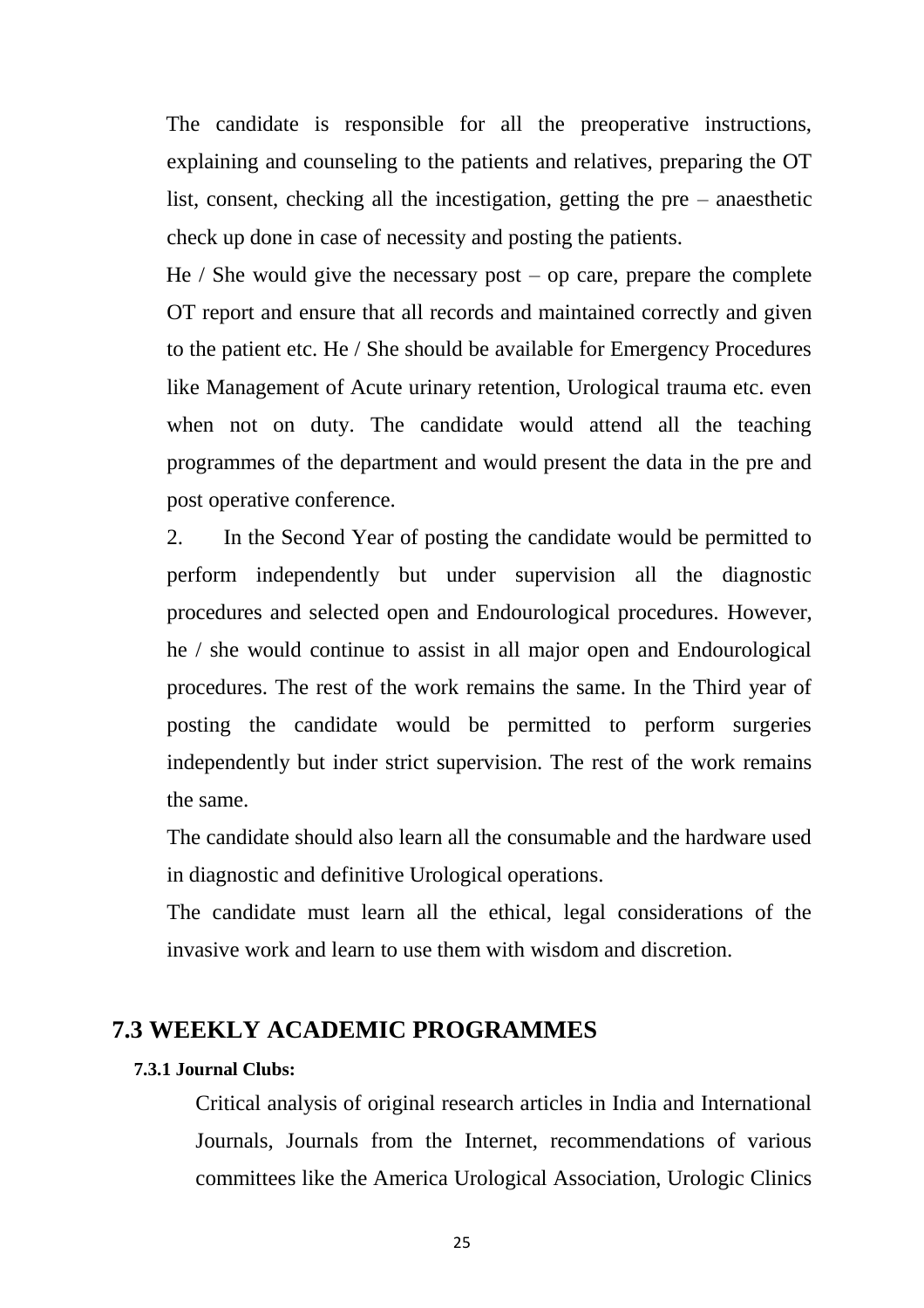The candidate is responsible for all the preoperative instructions, explaining and counseling to the patients and relatives, preparing the OT list, consent, checking all the incestigation, getting the pre – anaesthetic check up done in case of necessity and posting the patients.

He / She would give the necessary post – op care, prepare the complete OT report and ensure that all records and maintained correctly and given to the patient etc. He / She should be available for Emergency Procedures like Management of Acute urinary retention, Urological trauma etc. even when not on duty. The candidate would attend all the teaching programmes of the department and would present the data in the pre and post operative conference.

2. In the Second Year of posting the candidate would be permitted to perform independently but under supervision all the diagnostic procedures and selected open and Endourological procedures. However, he / she would continue to assist in all major open and Endourological procedures. The rest of the work remains the same. In the Third year of posting the candidate would be permitted to perform surgeries independently but inder strict supervision. The rest of the work remains the same.

The candidate should also learn all the consumable and the hardware used in diagnostic and definitive Urological operations.

The candidate must learn all the ethical, legal considerations of the invasive work and learn to use them with wisdom and discretion.

## 7.3 WEEKLY ACADEMIC PROGRAMMES

**7.3.1 Journal Clubs:**

Critical analysis of original research articles in India and International Journals, Journals from the Internet, recommendations of various committees like the America Urological Association, Urologic Clinics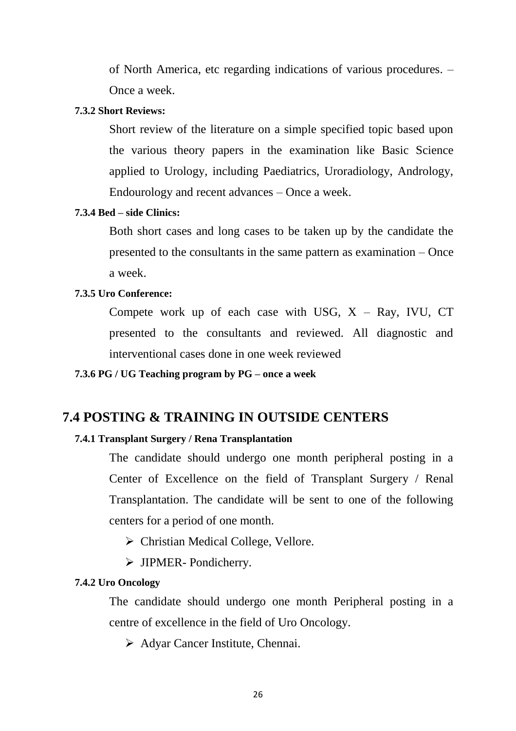of North America, etc regarding indications of various procedures. – Once a week.

#### 7.3.2 Short Reviews:

Short review of the literature on a simple specified topic based upon the various theory papers in the examination like Basic Science applied to Urology, including Paediatrics, Uroradiology, Andrology, Endourology and recent advances – Once a week.

#### 7.3.4 Bed – side Clinics:

Both short cases and long cases to be taken up by the candidate the presented to the consultants in the same pattern as examination – Once a week.

#### 7.3.5 Uro Conference:

Compete work up of each case with USG, X – Ray, IVU, CT presented to the consultants and reviewed. All diagnostic and interventional cases done in one week reviewed

#### 7.3.6 PG / UG Teaching program by PG – once a week

## 7.4 POSTING & TRAINING IN OUTSIDE CENTERS

#### 7.4.1 Transplant Surgery / Rena Transplantation

The candidate should undergo one month peripheral posting in a Center of Excellence on the field of Transplant Surgery / Renal Transplantation. The candidate will be sent to one of the following centers for a period of one month.

- Christian Medical College, Vellore.
- JIPMER- Pondicherry.

#### 7.4.2 Uro Oncology

The candidate should undergo one month Peripheral posting in a centre of excellence in the field of Uro Oncology.

- Adyar Cancer Institute, Chennai.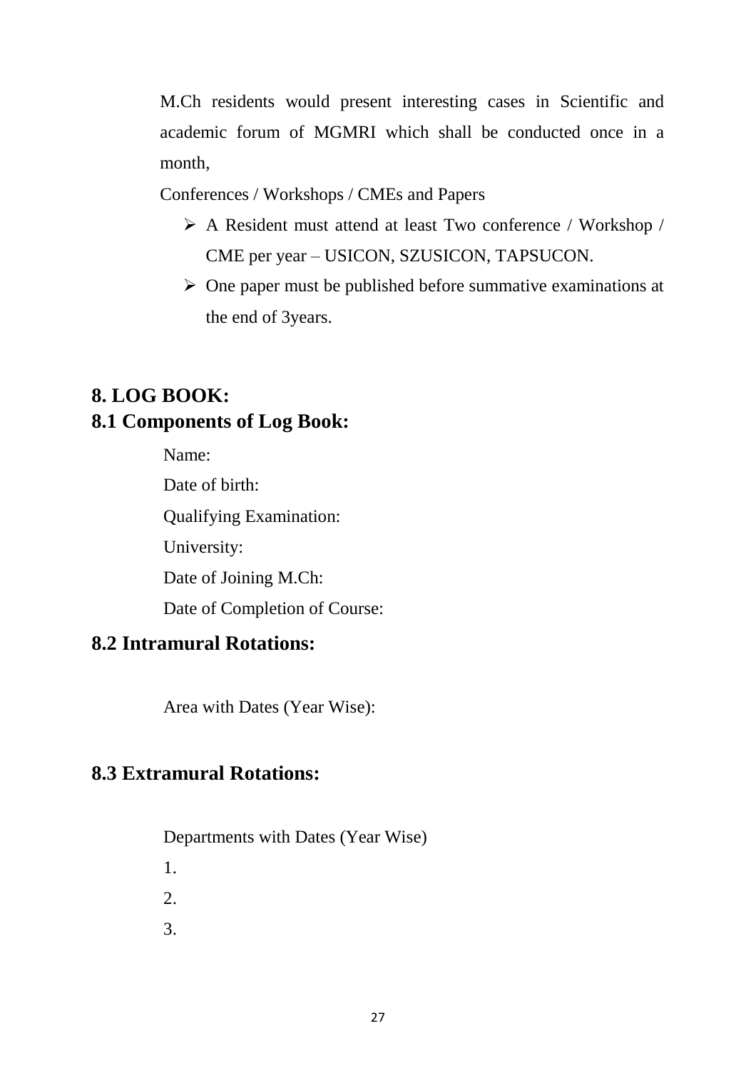M.Ch residents would present interesting cases in Scientific and academic forum of MGMRI which shall be conducted once in a month,

Conferences / Workshops / CMEs and Papers

- A Resident must attend at least Two conference / Workshop / CME per year – USICON, SZUSICON, TAPSUCON.
- One paper must be published before summative examinations at the end of 3years.

## 8. LOG BOOK:

### 8.1 Components of Log Book:

Name:

Date of birth:

Qualifying Examination:

University:

Date of Joining M.Ch:

Date of Completion of Course:

### 8.2 Intramural Rotations:

Area with Dates (Year Wise):

### 8.3 Extramural Rotations:

Departments with Dates (Year Wise)

1.

2.

3.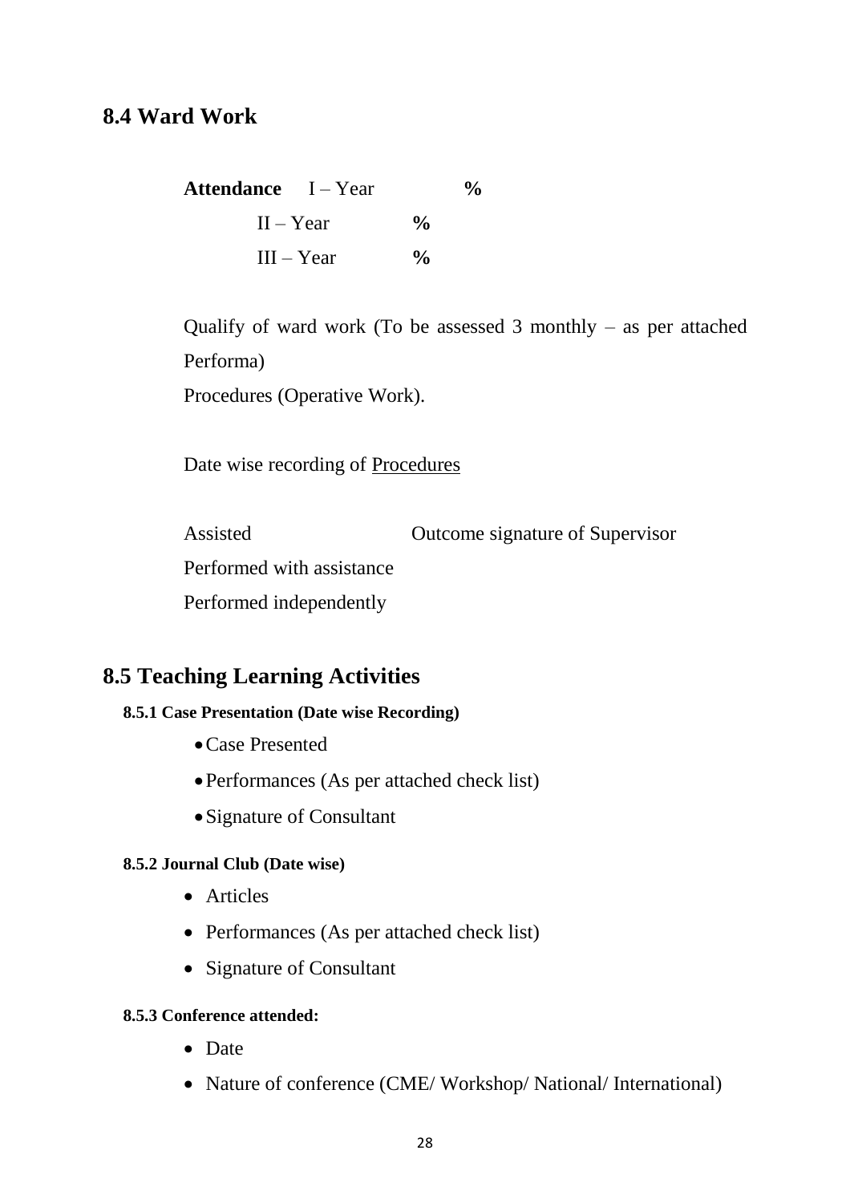## 8.4 Ward Work

**Attendance** I – Year **%**

II – Year **%**

III – Year **%**

Qualify of ward work (To be assessed 3 monthly – as per attached Performa)

Procedures (Operative Work).

Date wise recording of Procedures

| | |
|---|---|
| Assisted | Outcome signature of Supervisor |
| Performed with assistance | |
| Performed independently | |

## 8.5 Teaching Learning Activities

#### 8.5.1 Case Presentation (Date wise Recording)

- Case Presented
- Performances (As per attached check list)
- Signature of Consultant

#### 8.5.2 Journal Club (Date wise)

- Articles
- Performances (As per attached check list)
- Signature of Consultant

#### 8.5.3 Conference attended:

- Date
- Nature of conference (CME/ Workshop/ National/ International)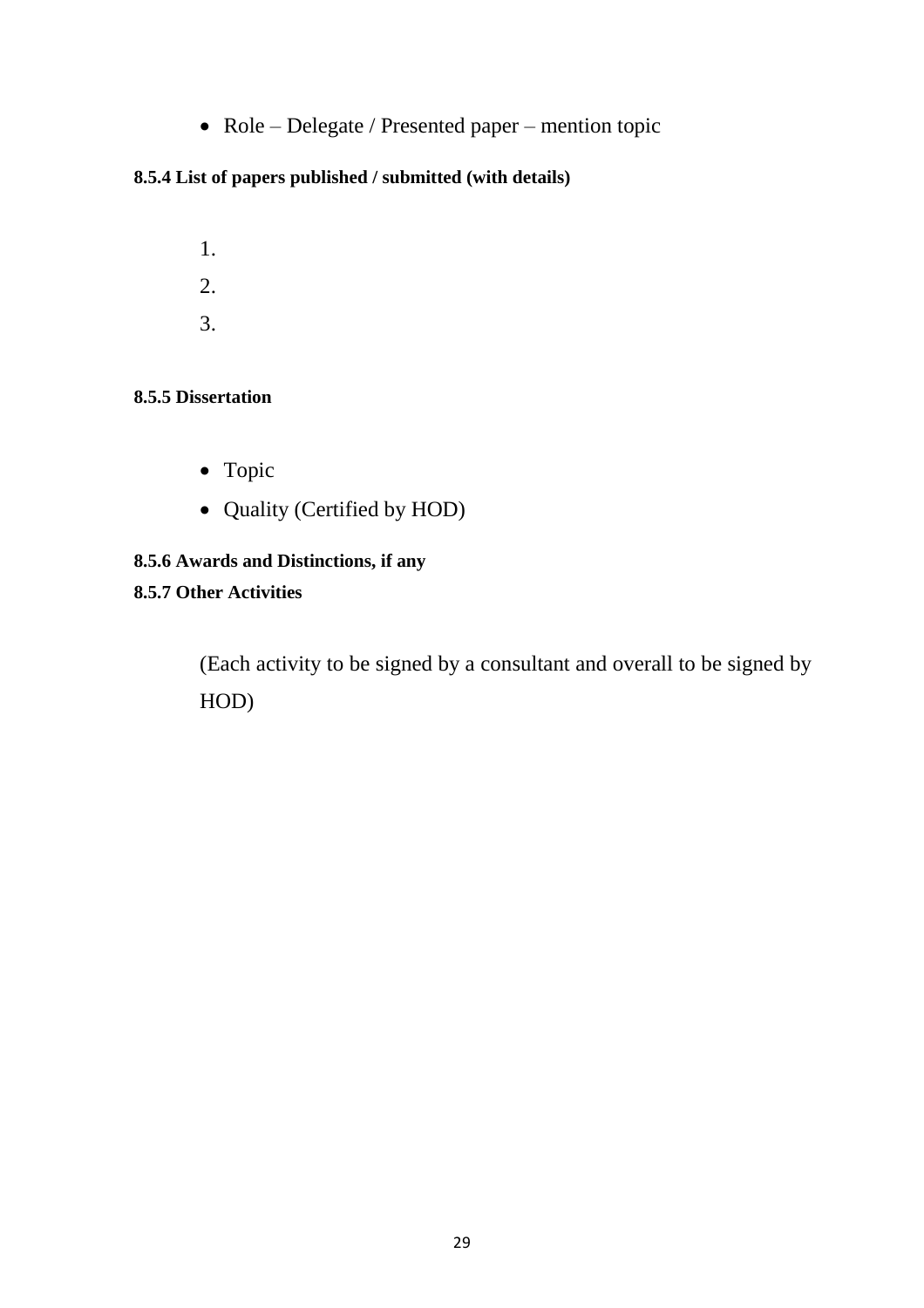- Role – Delegate / Presented paper – mention topic

**8.5.4 List of papers published / submitted (with details)**

1.
2.
3.

**8.5.5 Dissertation**

- Topic
- Quality (Certified by HOD)

**8.5.6 Awards and Distinctions, if any**

**8.5.7 Other Activities**

(Each activity to be signed by a consultant and overall to be signed by HOD)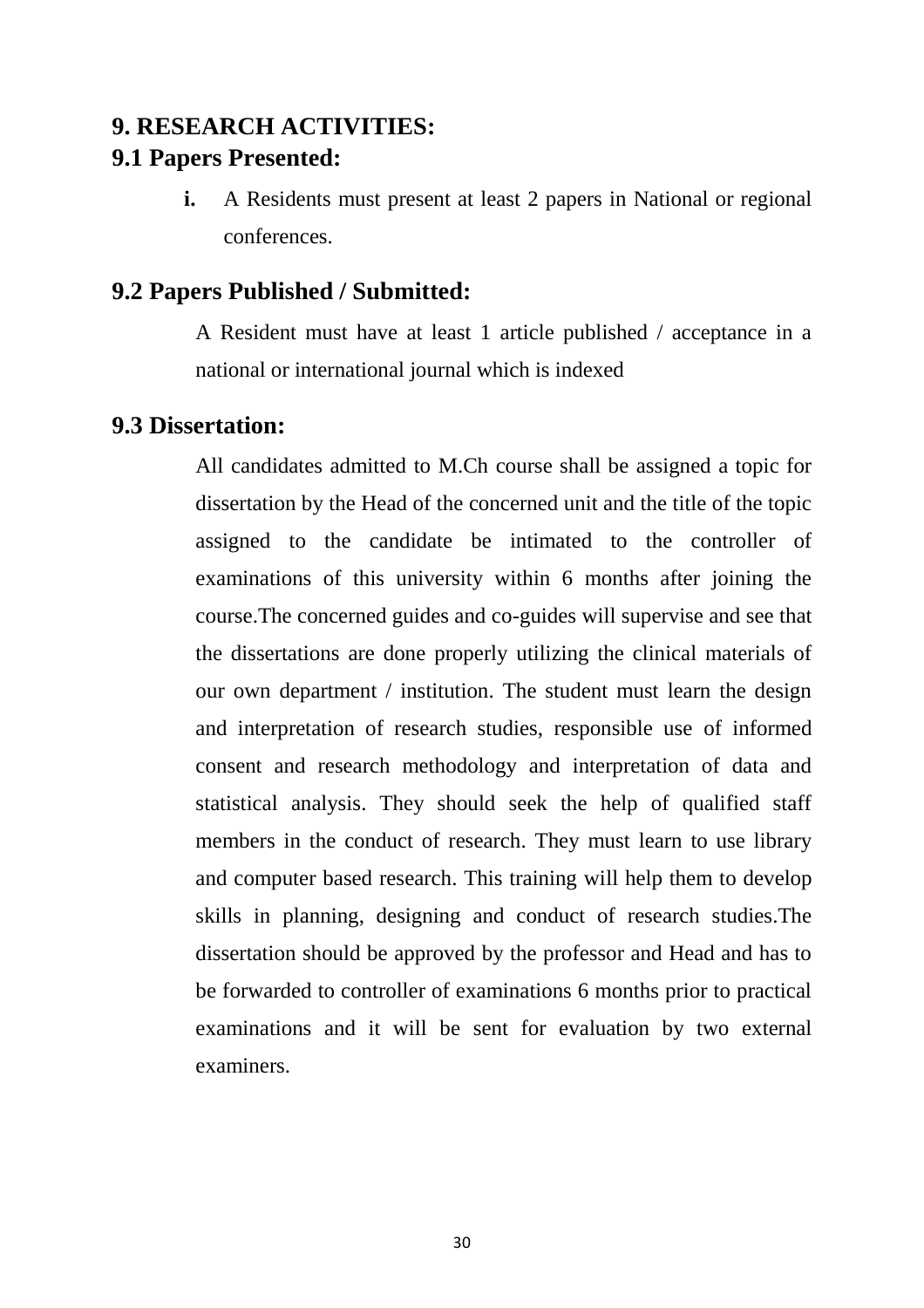## 9. RESEARCH ACTIVITIES:

### 9.1 Papers Presented:

i. A Residents must present at least 2 papers in National or regional conferences.

### 9.2 Papers Published / Submitted:

A Resident must have at least 1 article published / acceptance in a national or international journal which is indexed

### 9.3 Dissertation:

All candidates admitted to M.Ch course shall be assigned a topic for dissertation by the Head of the concerned unit and the title of the topic assigned to the candidate be intimated to the controller of examinations of this university within 6 months after joining the course.The concerned guides and co-guides will supervise and see that the dissertations are done properly utilizing the clinical materials of our own department / institution. The student must learn the design and interpretation of research studies, responsible use of informed consent and research methodology and interpretation of data and statistical analysis. They should seek the help of qualified staff members in the conduct of research. They must learn to use library and computer based research. This training will help them to develop skills in planning, designing and conduct of research studies.The dissertation should be approved by the professor and Head and has to be forwarded to controller of examinations 6 months prior to practical examinations and it will be sent for evaluation by two external examiners.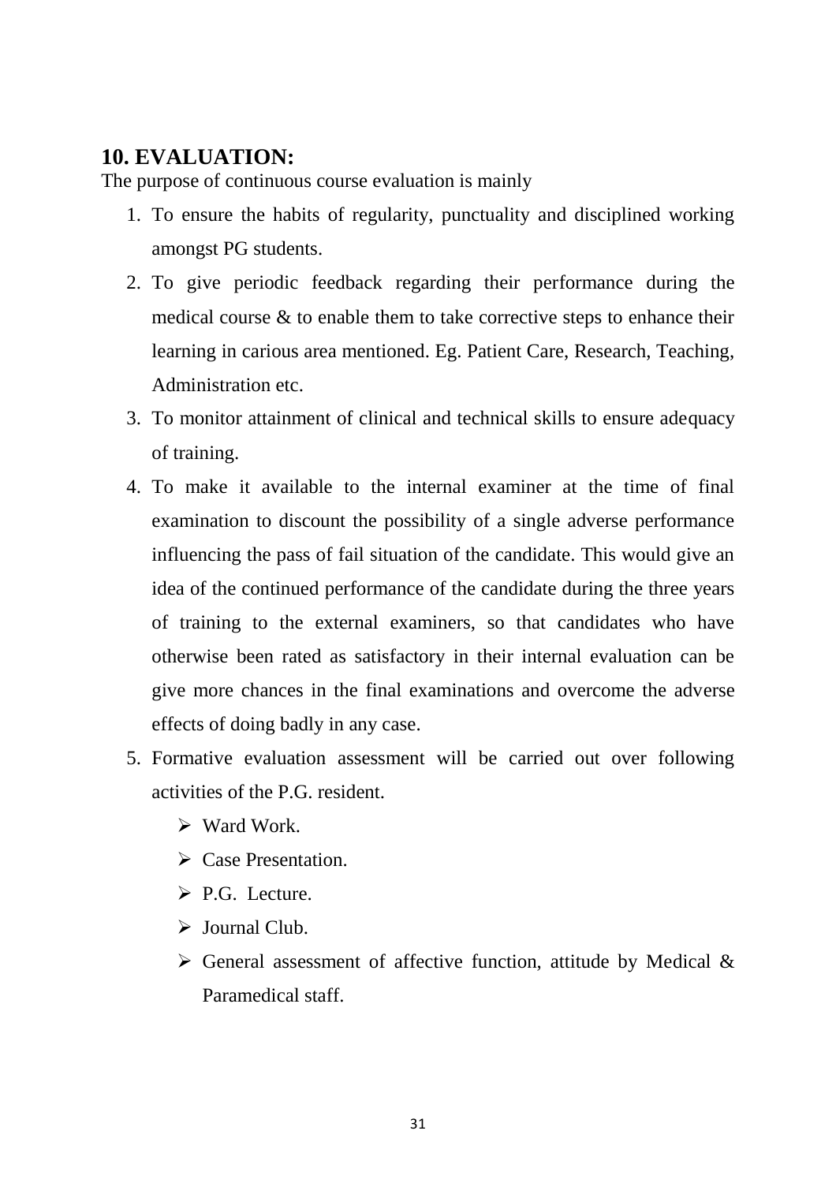## 10. EVALUATION:

The purpose of continuous course evaluation is mainly

1. To ensure the habits of regularity, punctuality and disciplined working amongst PG students.
2. To give periodic feedback regarding their performance during the medical course & to enable them to take corrective steps to enhance their learning in carious area mentioned. Eg. Patient Care, Research, Teaching, Administration etc.
3. To monitor attainment of clinical and technical skills to ensure adequacy of training.
4. To make it available to the internal examiner at the time of final examination to discount the possibility of a single adverse performance influencing the pass of fail situation of the candidate. This would give an idea of the continued performance of the candidate during the three years of training to the external examiners, so that candidates who have otherwise been rated as satisfactory in their internal evaluation can be give more chances in the final examinations and overcome the adverse effects of doing badly in any case.
5. Formative evaluation assessment will be carried out over following activities of the P.G. resident.
   - Ward Work.
   - Case Presentation.
   - P.G. Lecture.
   - Journal Club.
   - General assessment of affective function, attitude by Medical & Paramedical staff.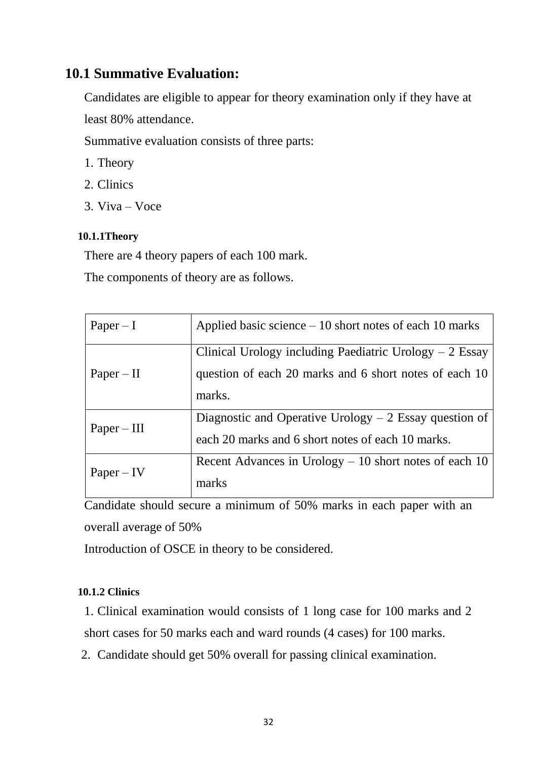## 10.1 Summative Evaluation:

Candidates are eligible to appear for theory examination only if they have at least 80% attendance.

Summative evaluation consists of three parts:

1. Theory
2. Clinics
3. Viva – Voce

### 10.1.1Theory

There are 4 theory papers of each 100 mark.

The components of theory are as follows.

| Paper – I | Applied basic science – 10 short notes of each 10 marks |
|---|---|
| Paper – II | Clinical Urology including Paediatric Urology – 2 Essay question of each 20 marks and 6 short notes of each 10 marks. |
| Paper – III | Diagnostic and Operative Urology – 2 Essay question of each 20 marks and 6 short notes of each 10 marks. |
| Paper – IV | Recent Advances in Urology – 10 short notes of each 10 marks |

Candidate should secure a minimum of 50% marks in each paper with an overall average of 50%

Introduction of OSCE in theory to be considered.

### 10.1.2 Clinics

1. Clinical examination would consists of 1 long case for 100 marks and 2 short cases for 50 marks each and ward rounds (4 cases) for 100 marks.
2. Candidate should get 50% overall for passing clinical examination.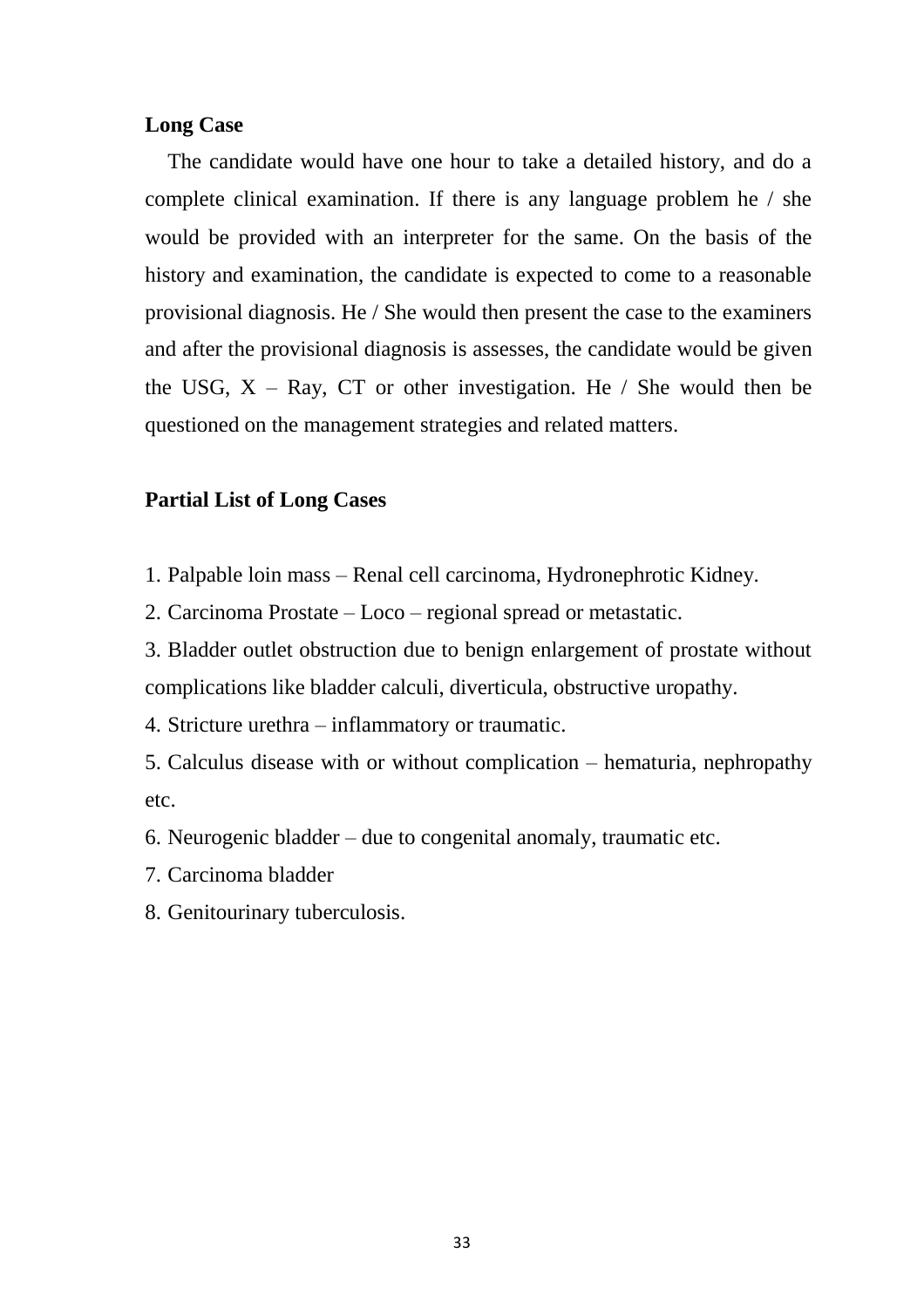**Long Case**

The candidate would have one hour to take a detailed history, and do a complete clinical examination. If there is any language problem he / she would be provided with an interpreter for the same. On the basis of the history and examination, the candidate is expected to come to a reasonable provisional diagnosis. He / She would then present the case to the examiners and after the provisional diagnosis is assesses, the candidate would be given the USG, X – Ray, CT or other investigation. He / She would then be questioned on the management strategies and related matters.

**Partial List of Long Cases**

1. Palpable loin mass – Renal cell carcinoma, Hydronephrotic Kidney.
2. Carcinoma Prostate – Loco – regional spread or metastatic.
3. Bladder outlet obstruction due to benign enlargement of prostate without complications like bladder calculi, diverticula, obstructive uropathy.
4. Stricture urethra – inflammatory or traumatic.
5. Calculus disease with or without complication – hematuria, nephropathy etc.
6. Neurogenic bladder – due to congenital anomaly, traumatic etc.
7. Carcinoma bladder
8. Genitourinary tuberculosis.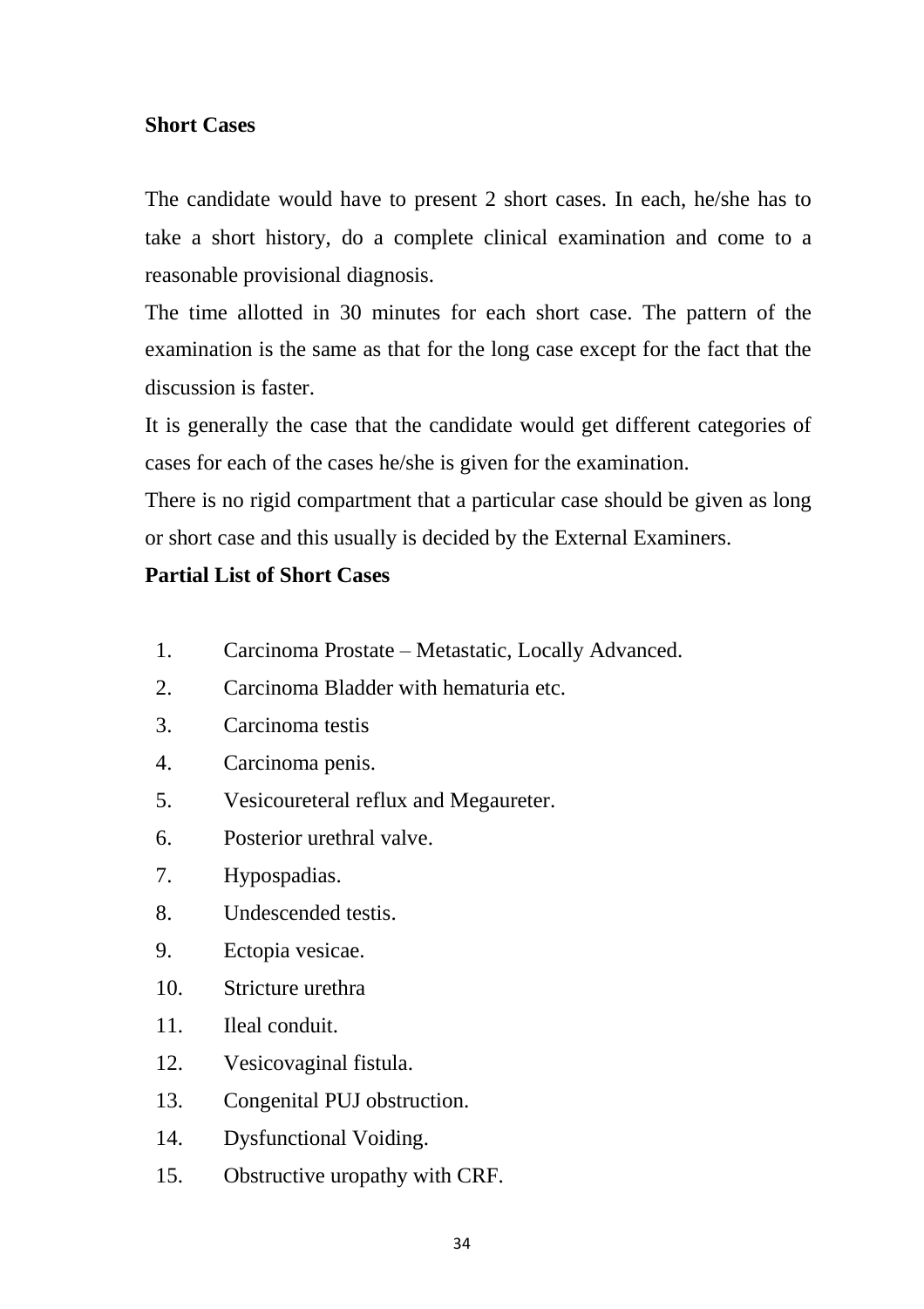**Short Cases**

The candidate would have to present 2 short cases. In each, he/she has to take a short history, do a complete clinical examination and come to a reasonable provisional diagnosis.

The time allotted in 30 minutes for each short case. The pattern of the examination is the same as that for the long case except for the fact that the discussion is faster.

It is generally the case that the candidate would get different categories of cases for each of the cases he/she is given for the examination.

There is no rigid compartment that a particular case should be given as long or short case and this usually is decided by the External Examiners.

**Partial List of Short Cases**

1. Carcinoma Prostate – Metastatic, Locally Advanced.
2. Carcinoma Bladder with hematuria etc.
3. Carcinoma testis
4. Carcinoma penis.
5. Vesicoureteral reflux and Megaureter.
6. Posterior urethral valve.
7. Hypospadias.
8. Undescended testis.
9. Ectopia vesicae.
10. Stricture urethra
11. Ileal conduit.
12. Vesicovaginal fistula.
13. Congenital PUJ obstruction.
14. Dysfunctional Voiding.
15. Obstructive uropathy with CRF.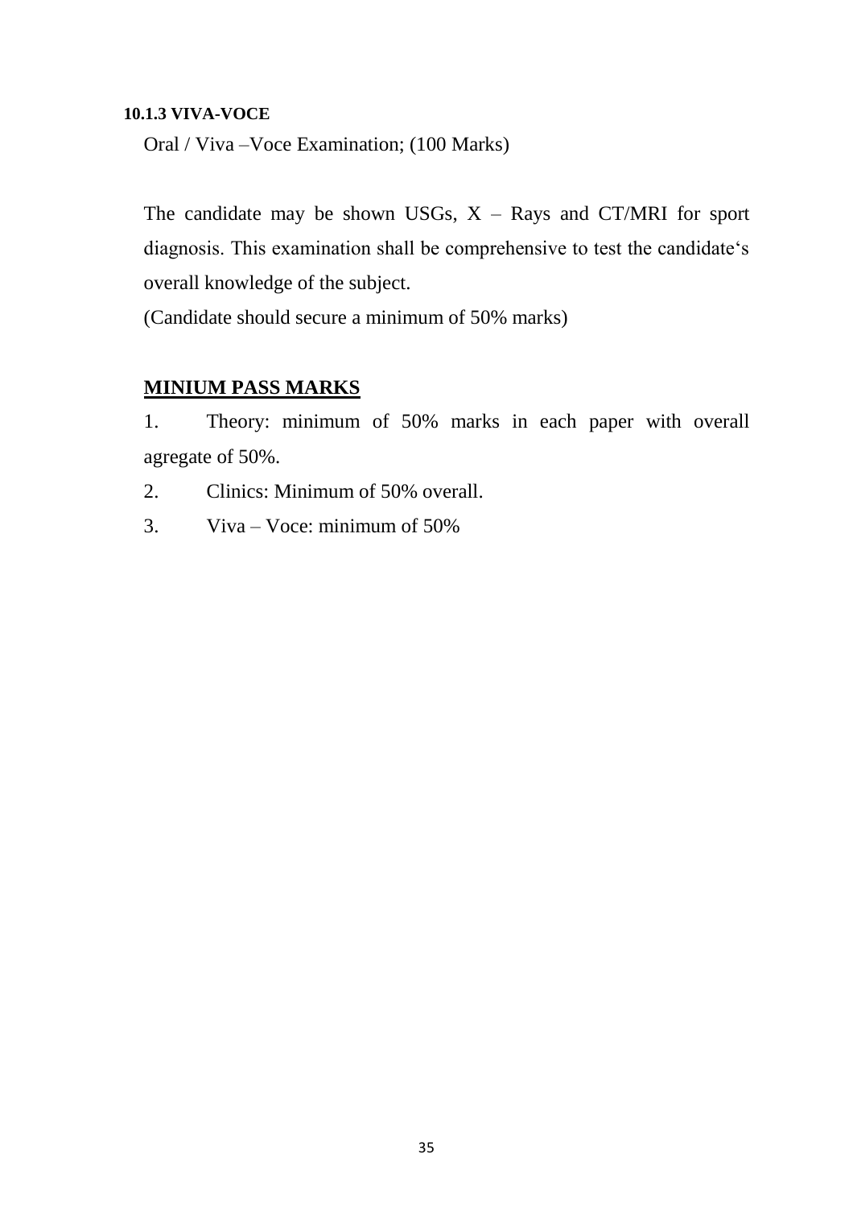#### 10.1.3 VIVA-VOCE

Oral / Viva –Voce Examination; (100 Marks)

The candidate may be shown USGs, X – Rays and CT/MRI for sport diagnosis. This examination shall be comprehensive to test the candidate's overall knowledge of the subject.

(Candidate should secure a minimum of 50% marks)

**MINIUM PASS MARKS**

1. Theory: minimum of 50% marks in each paper with overall agregate of 50%.
2. Clinics: Minimum of 50% overall.
3. Viva – Voce: minimum of 50%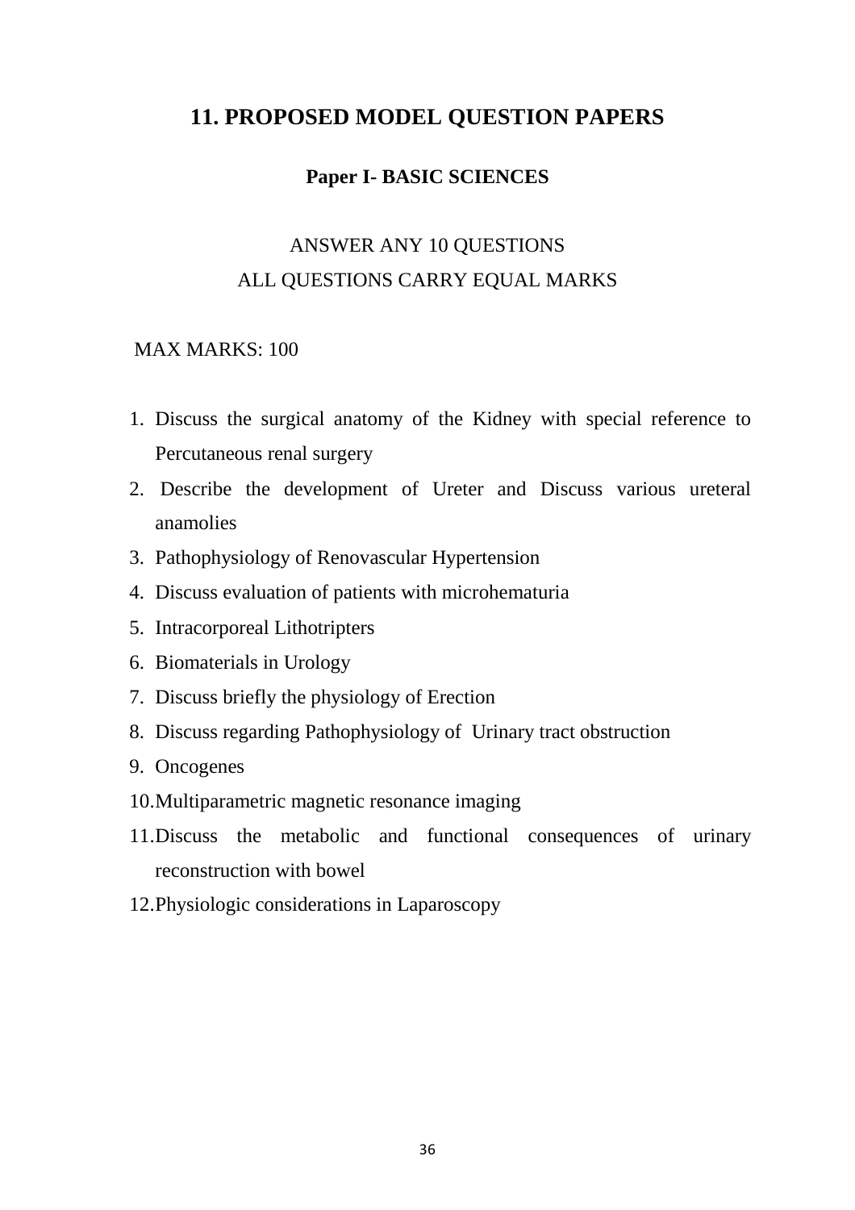## 11. PROPOSED MODEL QUESTION PAPERS

### Paper I- BASIC SCIENCES

ANSWER ANY 10 QUESTIONS
ALL QUESTIONS CARRY EQUAL MARKS

MAX MARKS: 100

1. Discuss the surgical anatomy of the Kidney with special reference to Percutaneous renal surgery
2. Describe the development of Ureter and Discuss various ureteral anamolies
3. Pathophysiology of Renovascular Hypertension
4. Discuss evaluation of patients with microhematuria
5. Intracorporeal Lithotripters
6. Biomaterials in Urology
7. Discuss briefly the physiology of Erection
8. Discuss regarding Pathophysiology of Urinary tract obstruction
9. Oncogenes
10. Multiparametric magnetic resonance imaging
11. Discuss the metabolic and functional consequences of urinary reconstruction with bowel
12. Physiologic considerations in Laparoscopy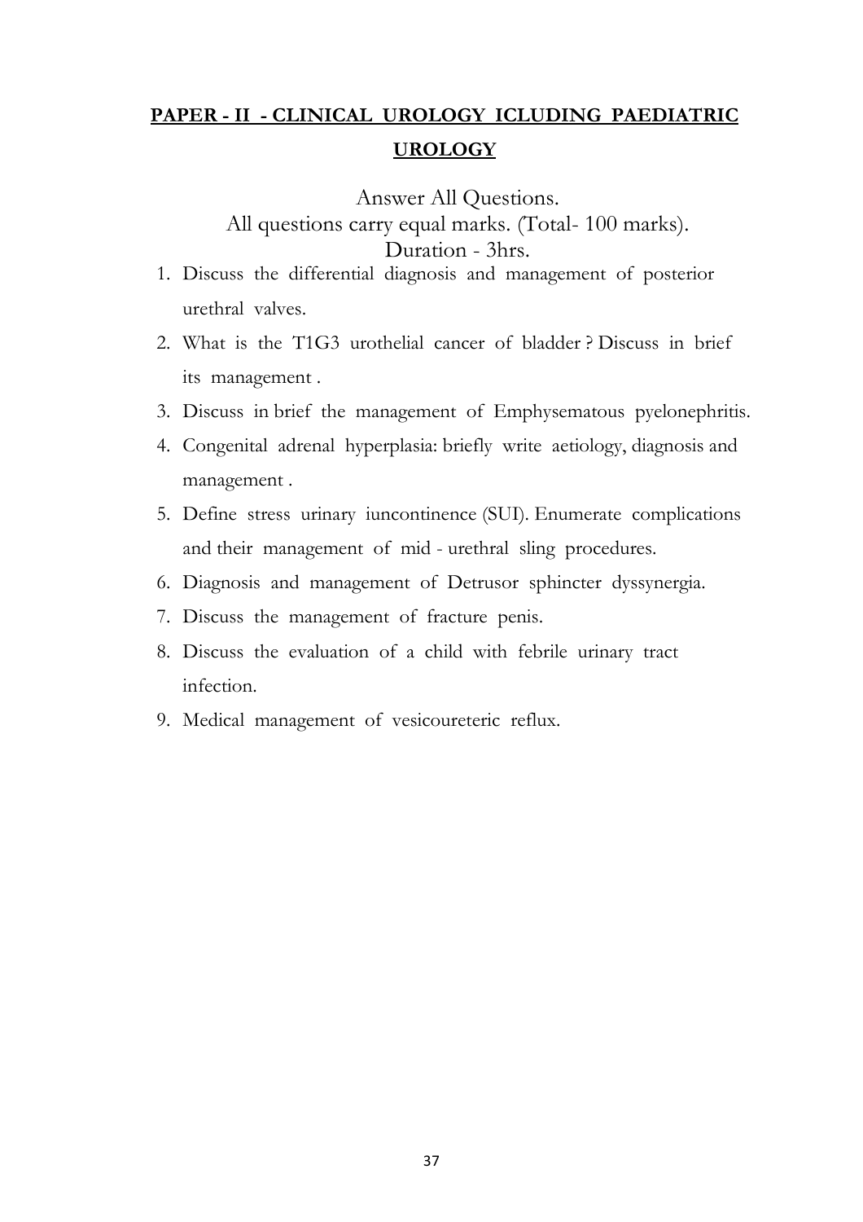## PAPER - II - CLINICAL UROLOGY ICLUDING PAEDIATRIC UROLOGY

Answer All Questions.
All questions carry equal marks. (Total- 100 marks).
Duration - 3hrs.

1. Discuss the differential diagnosis and management of posterior urethral valves.
2. What is the T1G3 urothelial cancer of bladder ? Discuss in brief its management .
3. Discuss in brief the management of Emphysematous pyelonephritis.
4. Congenital adrenal hyperplasia: briefly write aetiology, diagnosis and management .
5. Define stress urinary iuncontinence (SUI). Enumerate complications and their management of mid - urethral sling procedures.
6. Diagnosis and management of Detrusor sphincter dyssynergia.
7. Discuss the management of fracture penis.
8. Discuss the evaluation of a child with febrile urinary tract infection.
9. Medical management of vesicoureteric reflux.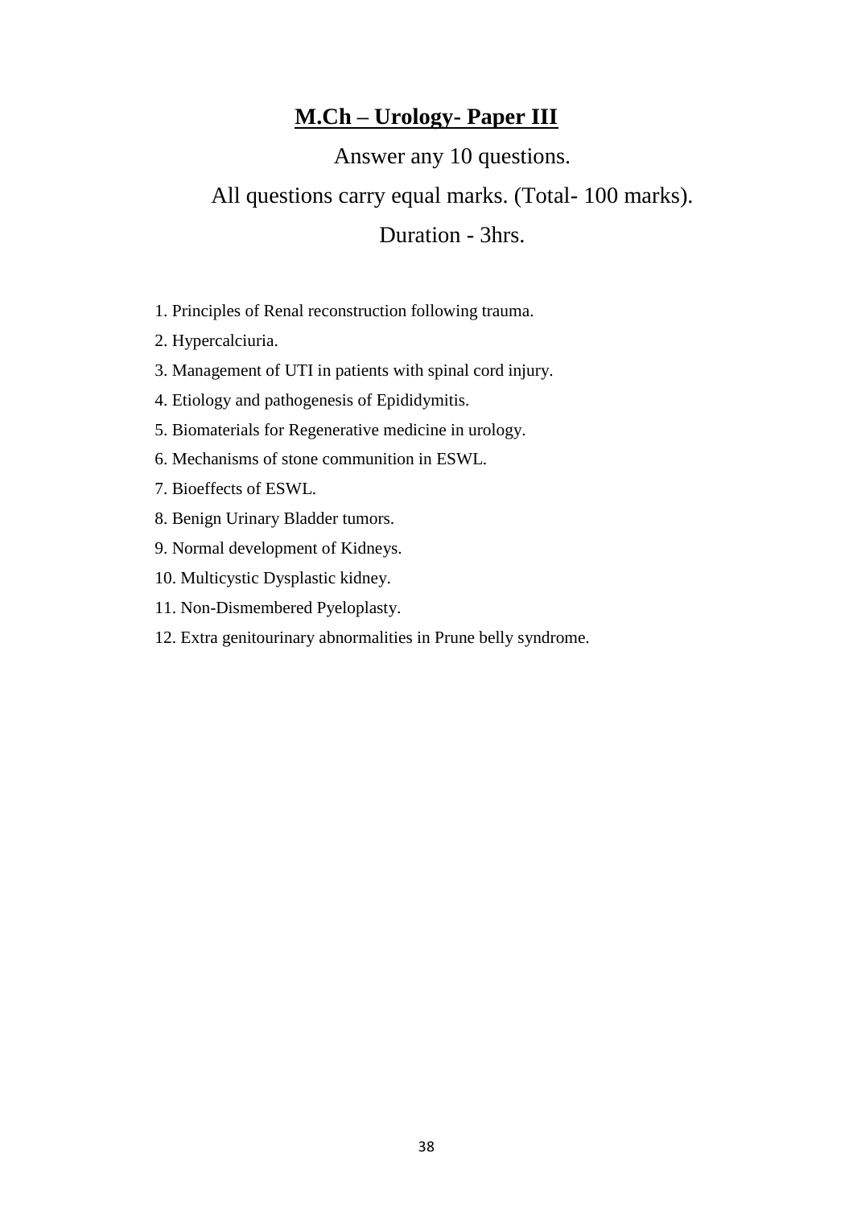# **M.Ch – Urology- Paper III**

Answer any 10 questions.

All questions carry equal marks. (Total- 100 marks).

Duration - 3hrs.

1. Principles of Renal reconstruction following trauma.
2. Hypercalciuria.
3. Management of UTI in patients with spinal cord injury.
4. Etiology and pathogenesis of Epididymitis.
5. Biomaterials for Regenerative medicine in urology.
6. Mechanisms of stone communition in ESWL.
7. Bioeffects of ESWL.
8. Benign Urinary Bladder tumors.
9. Normal development of Kidneys.
10. Multicystic Dysplastic kidney.
11. Non-Dismembered Pyeloplasty.
12. Extra genitourinary abnormalities in Prune belly syndrome.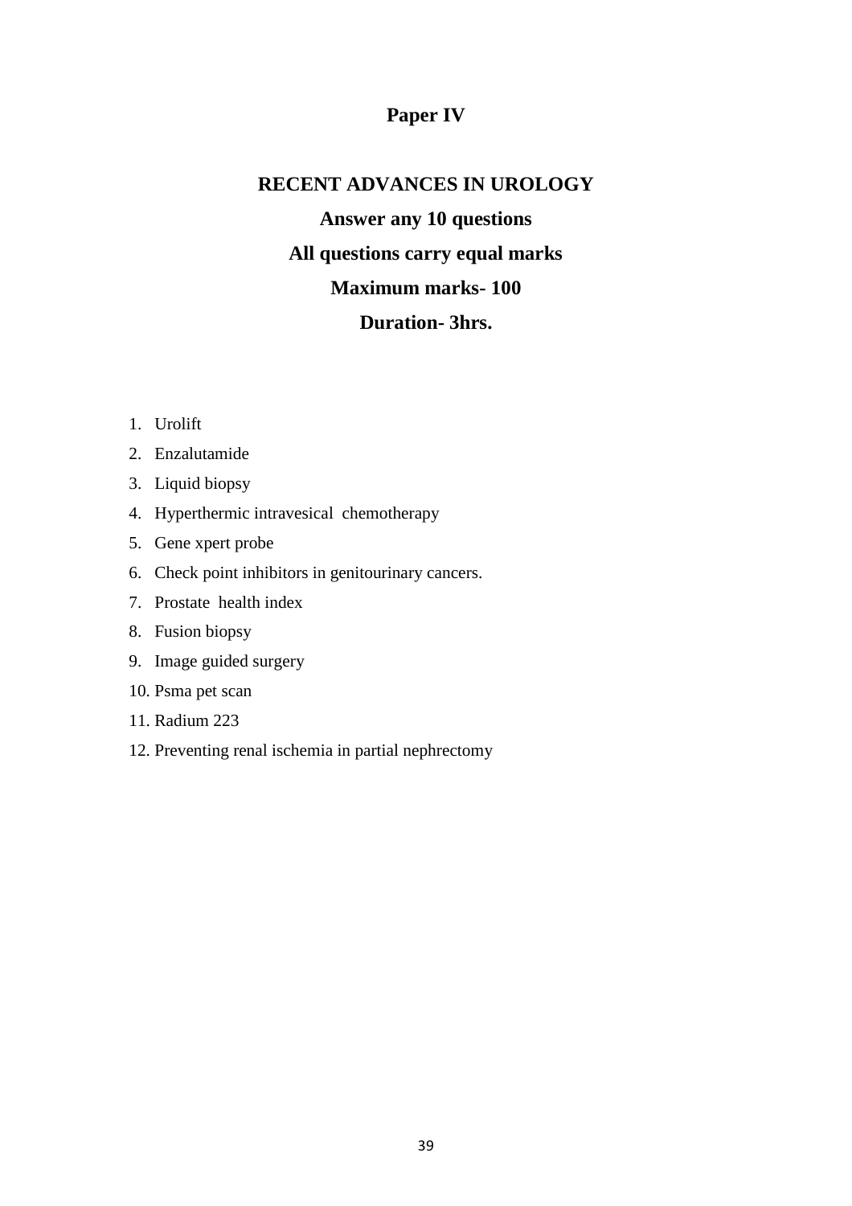# Paper IV

## RECENT ADVANCES IN UROLOGY

**Answer any 10 questions**

**All questions carry equal marks**

**Maximum marks- 100**

**Duration- 3hrs.**

1. Urolift
2. Enzalutamide
3. Liquid biopsy
4. Hyperthermic intravesical chemotherapy
5. Gene xpert probe
6. Check point inhibitors in genitourinary cancers.
7. Prostate health index
8. Fusion biopsy
9. Image guided surgery
10. Psma pet scan
11. Radium 223
12. Preventing renal ischemia in partial nephrectomy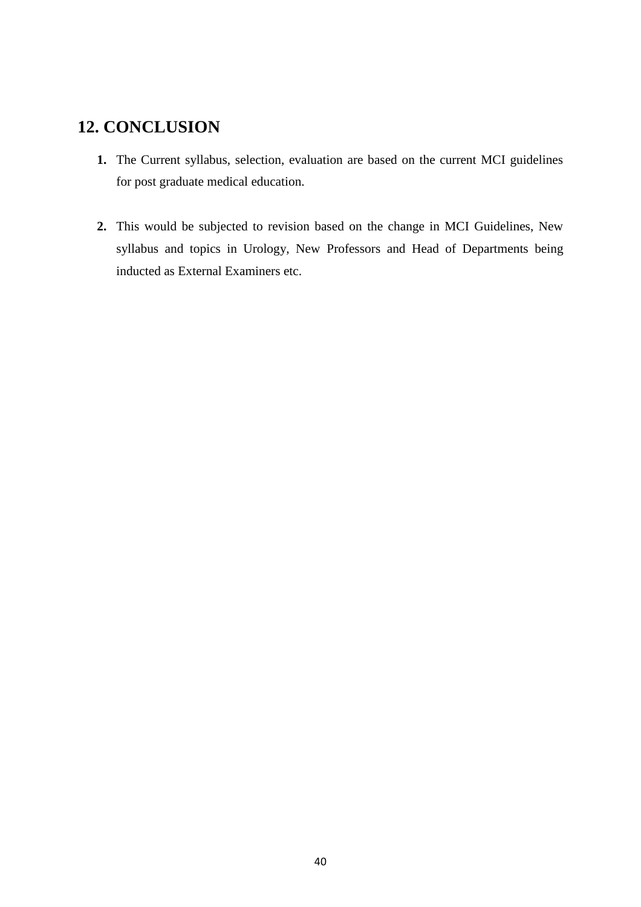## 12. CONCLUSION

1. The Current syllabus, selection, evaluation are based on the current MCI guidelines for post graduate medical education.

2. This would be subjected to revision based on the change in MCI Guidelines, New syllabus and topics in Urology, New Professors and Head of Departments being inducted as External Examiners etc.